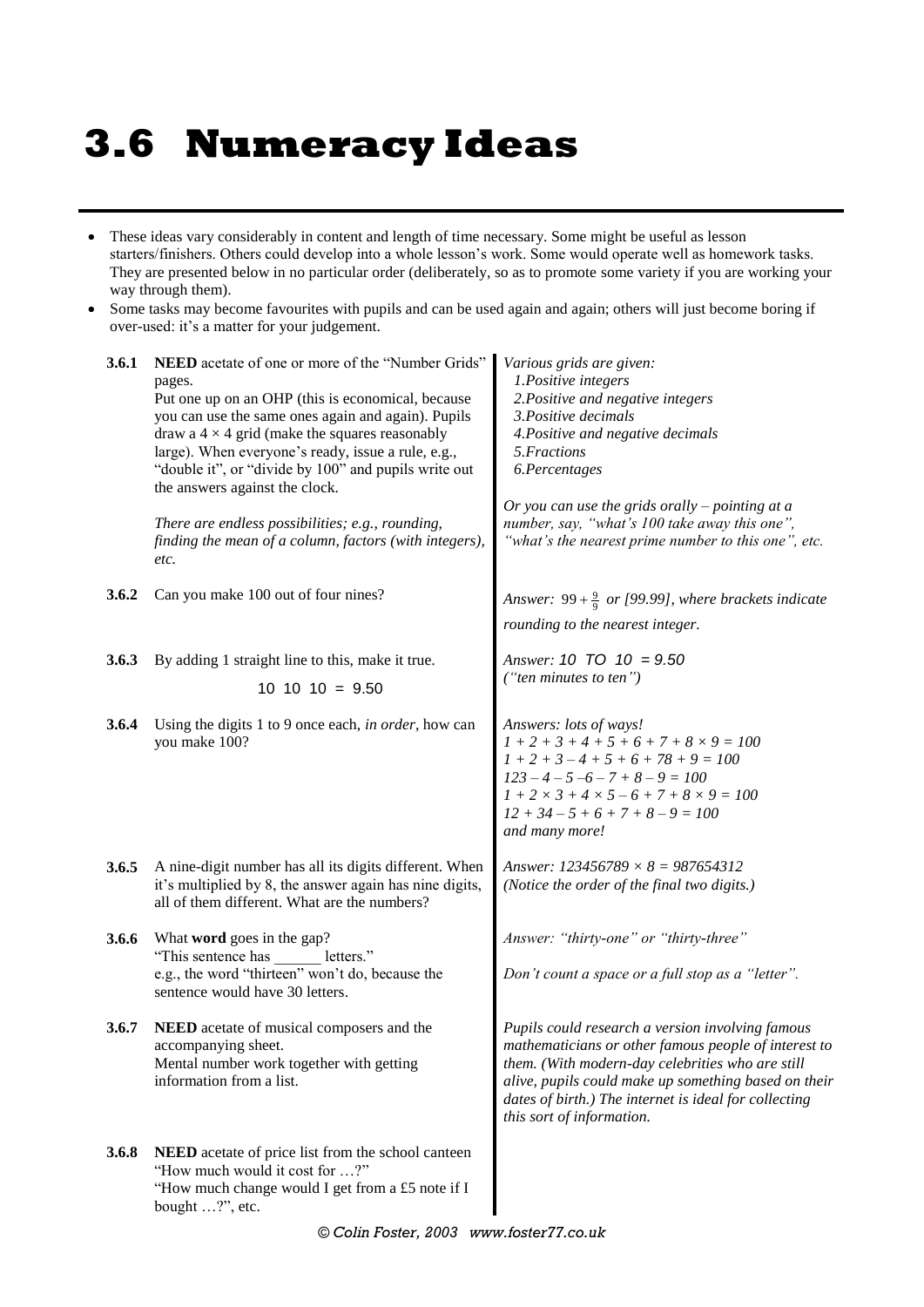# 3.6 Numeracy Ideas

- These ideas vary considerably in content and length of time necessary. Some might be useful as lesson starters/finishers. Others could develop into a whole lesson's work. Some would operate well as homework tasks. They are presented below in no particular order (deliberately, so as to promote some variety if you are working your way through them).
- Some tasks may become favourites with pupils and can be used again and again; others will just become boring if over-used: it's a matter for your judgement.

**3.6.1** **NEED** acetate of one or more of the "Number Grids" pages.
Put one up on an OHP (this is economical, because you can use the same ones again and again). Pupils draw a $4 \times 4$ grid (make the squares reasonably large). When everyone's ready, issue a rule, e.g., "double it", or "divide by 100" and pupils write out the answers against the clock.

*There are endless possibilities; e.g., rounding, finding the mean of a column, factors (with integers), etc.*

*Various grids are given:*
*1.Positive integers*
*2.Positive and negative integers*
*3.Positive decimals*
*4.Positive and negative decimals*
*5.Fractions*
*6.Percentages*

*Or you can use the grids orally – pointing at a number, say, "what's 100 take away this one", "what's the nearest prime number to this one", etc.*

**3.6.2** Can you make 100 out of four nines?

*Answer:* $99 + \frac{9}{9}$ *or [99.99], where brackets indicate rounding to the nearest integer.*

**3.6.3** By adding 1 straight line to this, make it true.

10 10 10 = 9.50

*Answer: 10 TO 10 = 9.50*
*("ten minutes to ten")*

**3.6.4** Using the digits 1 to 9 once each, *in order*, how can you make 100?

*Answers: lots of ways!*
$1 + 2 + 3 + 4 + 5 + 6 + 7 + 8 \times 9 = 100$
$1 + 2 + 3 - 4 + 5 + 6 + 78 + 9 = 100$
$123 - 4 - 5 - 6 - 7 + 8 - 9 = 100$
$1 + 2 \times 3 + 4 \times 5 - 6 + 7 + 8 \times 9 = 100$
$12 + 34 - 5 + 6 + 7 + 8 - 9 = 100$
*and many more!*

**3.6.5** A nine-digit number has all its digits different. When it's multiplied by 8, the answer again has nine digits, all of them different. What are the numbers?

*Answer:* $123456789 \times 8 = 987654312$
*(Notice the order of the final two digits.)*

**3.6.6** What **word** goes in the gap?
"This sentence has ______ letters."
e.g., the word "thirteen" won't do, because the sentence would have 30 letters.

*Answer: "thirty-one" or "thirty-three"*

*Don't count a space or a full stop as a "letter".*

**3.6.7** **NEED** acetate of musical composers and the accompanying sheet.
Mental number work together with getting information from a list.

*Pupils could research a version involving famous mathematicians or other famous people of interest to them. (With modern-day celebrities who are still alive, pupils could make up something based on their dates of birth.) The internet is ideal for collecting this sort of information.*

**3.6.8** **NEED** acetate of price list from the school canteen
"How much would it cost for …?"
"How much change would I get from a £5 note if I bought …?", etc.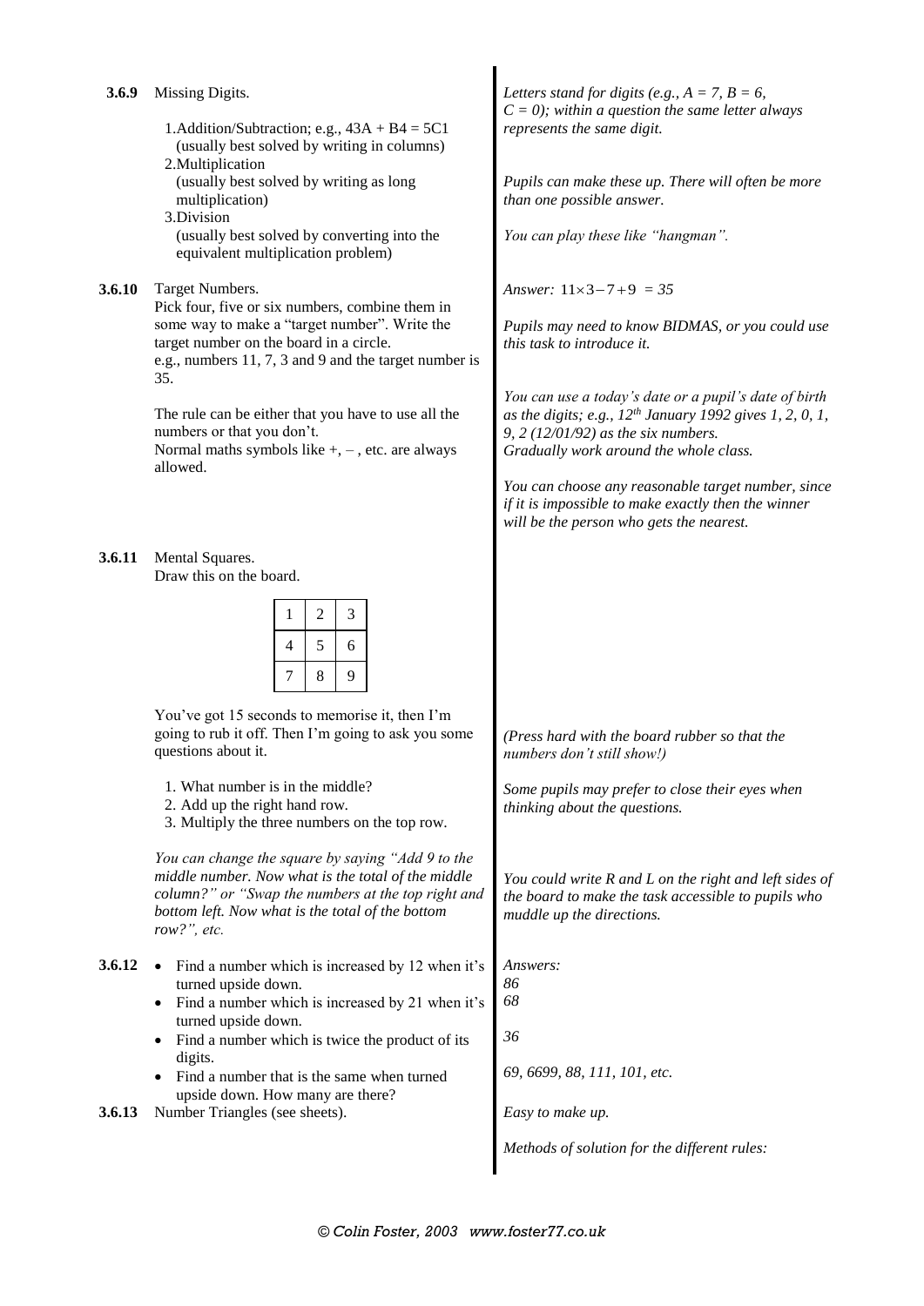**3.6.9** Missing Digits.

1. Addition/Subtraction; e.g., $43A + B4 = 5C1$ (usually best solved by writing in columns)
2. Multiplication (usually best solved by writing as long multiplication)
3. Division (usually best solved by converting into the equivalent multiplication problem)

*Letters stand for digits (e.g., A = 7, B = 6, C = 0); within a question the same letter always represents the same digit.*

*Pupils can make these up. There will often be more than one possible answer.*

*You can play these like "hangman".*

**3.6.10** Target Numbers.
Pick four, five or six numbers, combine them in some way to make a "target number". Write the target number on the board in a circle.
e.g., numbers 11, 7, 3 and 9 and the target number is 35.

The rule can be either that you have to use all the numbers or that you don't.
Normal maths symbols like +, – , etc. are always allowed.

*Answer:* $11 \times 3 - 7 + 9 = 35$

*Pupils may need to know BIDMAS, or you could use this task to introduce it.*

*You can use a today's date or a pupil's date of birth as the digits; e.g., 12th January 1992 gives 1, 2, 0, 1, 9, 2 (12/01/92) as the six numbers.*
*Gradually work around the whole class.*

*You can choose any reasonable target number, since if it is impossible to make exactly then the winner will be the person who gets the nearest.*

**3.6.11** Mental Squares.
Draw this on the board.

| 1 | 2 | 3 |
|---|---|---|
| 4 | 5 | 6 |
| 7 | 8 | 9 |

You've got 15 seconds to memorise it, then I'm going to rub it off. Then I'm going to ask you some questions about it.

*(Press hard with the board rubber so that the numbers don't still show!)*

1. What number is in the middle?
2. Add up the right hand row.
3. Multiply the three numbers on the top row.

*Some pupils may prefer to close their eyes when thinking about the questions.*

*You can change the square by saying "Add 9 to the middle number. Now what is the total of the middle column?" or "Swap the numbers at the top right and bottom left. Now what is the total of the bottom row?", etc.*

*You could write R and L on the right and left sides of the board to make the task accessible to pupils who muddle up the directions.*

**3.6.12**
- Find a number which is increased by 12 when it's turned upside down.
- Find a number which is increased by 21 when it's turned upside down.
- Find a number which is twice the product of its digits.
- Find a number that is the same when turned upside down. How many are there?

*Answers:*
*86*
*68*
*36*
*69, 6699, 88, 111, 101, etc.*

**3.6.13** Number Triangles (see sheets).

*Easy to make up.*

*Methods of solution for the different rules:*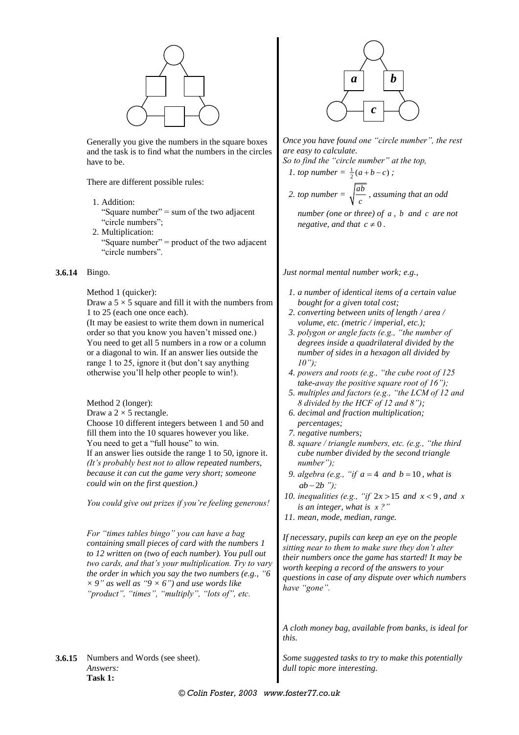Generally you give the numbers in the square boxes and the task is to find what the numbers in the circles have to be.

*Once you have found one "circle number", the rest are easy to calculate.*
*So to find the "circle number" at the top,*

There are different possible rules:

1. Addition:
   "Square number" = sum of the two adjacent "circle numbers";
2. Multiplication:
   "Square number" = product of the two adjacent "circle numbers".

*1. top number =* $\frac{1}{2}(a+b-c)$ *;*

*2. top number =* $\sqrt{\frac{ab}{c}}$ *, assuming that an odd number (one or three) of* $a$ *,* $b$ *and* $c$ *are not negative, and that* $c \neq 0$ *.*

**3.6.14** Bingo.

*Just normal mental number work; e.g.,*

1. *a number of identical items of a certain value bought for a given total cost;*
2. *converting between units of length / area / volume, etc. (metric / imperial, etc.);*
3. *polygon or angle facts (e.g., "the number of degrees inside a quadrilateral divided by the number of sides in a hexagon all divided by 10");*
4. *powers and roots (e.g., "the cube root of 125 take-away the positive square root of 16");*
5. *multiples and factors (e.g., "the LCM of 12 and 8 divided by the HCF of 12 and 8");*
6. *decimal and fraction multiplication; percentages;*
7. *negative numbers;*
8. *square / triangle numbers, etc. (e.g., "the third cube number divided by the second triangle number");*
9. *algebra (e.g., "if* $a = 4$ *and* $b = 10$ *, what is* $ab - 2b$ *");*
10. *inequalities (e.g., "if* $2x > 15$ *and* $x < 9$ *, and* $x$ *is an integer, what is* $x$ *?"*
11. *mean, mode, median, range.*

Method 1 (quicker):
Draw a 5 × 5 square and fill it with the numbers from 1 to 25 (each one once each).
(It may be easiest to write them down in numerical order so that you know you haven't missed one.)
You need to get all 5 numbers in a row or a column or a diagonal to win. If an answer lies outside the range 1 to 25, ignore it (but don't say anything otherwise you'll help other people to win!).

Method 2 (longer):
Draw a 2 × 5 rectangle.
Choose 10 different integers between 1 and 50 and fill them into the 10 squares however you like.
You need to get a "full house" to win.
If an answer lies outside the range 1 to 50, ignore it.
*(It's probably best not to allow repeated numbers, because it can cut the game very short; someone could win on the first question.)*

*You could give out prizes if you're feeling generous!*

*If necessary, pupils can keep an eye on the people sitting near to them to make sure they don't alter their numbers once the game has started! It may be worth keeping a record of the answers to your questions in case of any dispute over which numbers have "gone".*

*For "times tables bingo" you can have a bag containing small pieces of card with the numbers 1 to 12 written on (two of each number). You pull out two cards, and that's your multiplication. Try to vary the order in which you say the two numbers (e.g., "6 × 9" as well as "9 × 6") and use words like "product", "times", "multiply", "lots of", etc.*

*A cloth money bag, available from banks, is ideal for this.*

**3.6.15** Numbers and Words (see sheet).
*Answers:*
**Task 1:**

*Some suggested tasks to try to make this potentially dull topic more interesting.*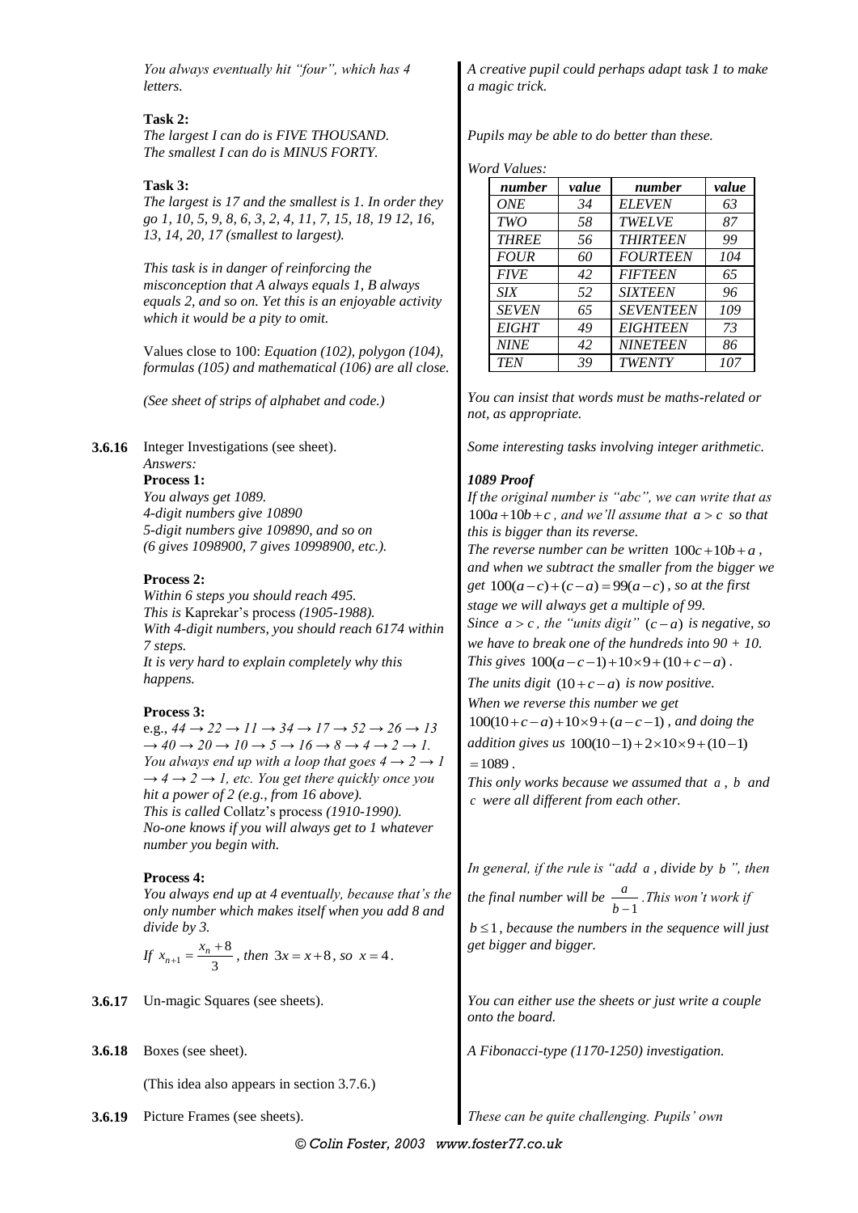*You always eventually hit "four", which has 4 letters.*

*A creative pupil could perhaps adapt task 1 to make a magic trick.*

**Task 2:**
*The largest I can do is FIVE THOUSAND.*
*The smallest I can do is MINUS FORTY.*

*Pupils may be able to do better than these.*

**Task 3:**
*The largest is 17 and the smallest is 1. In order they go 1, 10, 5, 9, 8, 6, 3, 2, 4, 11, 7, 15, 18, 19 12, 16, 13, 14, 20, 17 (smallest to largest).*

*Word Values:*

| *number* | *value* | *number* | *value* |
|---|---|---|---|
| *ONE* | *34* | *ELEVEN* | *63* |
| *TWO* | *58* | *TWELVE* | *87* |
| *THREE* | *56* | *THIRTEEN* | *99* |
| *FOUR* | *60* | *FOURTEEN* | *104* |
| *FIVE* | *42* | *FIFTEEN* | *65* |
| *SIX* | *52* | *SIXTEEN* | *96* |
| *SEVEN* | *65* | *SEVENTEEN* | *109* |
| *EIGHT* | *49* | *EIGHTEEN* | *73* |
| *NINE* | *42* | *NINETEEN* | *86* |
| *TEN* | *39* | *TWENTY* | *107* |

*This task is in danger of reinforcing the misconception that A always equals 1, B always equals 2, and so on. Yet this is an enjoyable activity which it would be a pity to omit.*

Values close to 100: *Equation (102), polygon (104), formulas (105) and mathematical (106) are all close.*

*You can insist that words must be maths-related or not, as appropriate.*

*(See sheet of strips of alphabet and code.)*

**3.6.16** Integer Investigations (see sheet).
*Answers:*

*Some interesting tasks involving integer arithmetic.*

**Process 1:**
*You always get 1089.*
*4-digit numbers give 10890*
*5-digit numbers give 109890, and so on*
*(6 gives 1098900, 7 gives 10998900, etc.).*

***1089 Proof***
*If the original number is "abc", we can write that as $100a+10b+c$, and we'll assume that $a>c$ so that this is bigger than its reverse.*
*The reverse number can be written $100c+10b+a$, and when we subtract the smaller from the bigger we get $100(a-c)+(c-a)=99(a-c)$, so at the first stage we will always get a multiple of 99.*
*Since $a>c$, the "units digit" $(c-a)$ is negative, so we have to break one of the hundreds into 90 + 10.*
*This gives $100(a-c-1)+10\times 9+(10+c-a)$.*
*The units digit $(10+c-a)$ is now positive.*
*When we reverse this number we get $100(10+c-a)+10\times 9+(a-c-1)$, and doing the addition gives us $100(10-1)+2\times 10\times 9+(10-1)$ $=1089$.*
*This only works because we assumed that $a$, $b$ and $c$ were all different from each other.*

**Process 2:**
*Within 6 steps you should reach 495.*
*This is* Kaprekar's process *(1905-1988).*
*With 4-digit numbers, you should reach 6174 within 7 steps.*
*It is very hard to explain completely why this happens.*

**Process 3:**
*e.g., 44 → 22 → 11 → 34 → 17 → 52 → 26 → 13 → 40 → 20 → 10 → 5 → 16 → 8 → 4 → 2 → 1.*
*You always end up with a loop that goes 4 → 2 → 1 → 4 → 2 → 1, etc. You get there quickly once you hit a power of 2 (e.g., from 16 above).*
*This is called* Collatz's process *(1910-1990).*
*No-one knows if you will always get to 1 whatever number you begin with.*

**Process 4:**
*You always end up at 4 eventually, because that's the only number which makes itself when you add 8 and divide by 3.*
*If $x_{n+1}=\frac{x_n+8}{3}$, then $3x=x+8$, so $x=4$.*

*In general, if the rule is "add $a$, divide by $b$", then the final number will be $\frac{a}{b-1}$. This won't work if $b\le 1$, because the numbers in the sequence will just get bigger and bigger.*

**3.6.17** Un-magic Squares (see sheets).

*You can either use the sheets or just write a couple onto the board.*

**3.6.18** Boxes (see sheet).

(This idea also appears in section 3.7.6.)

*A Fibonacci-type (1170-1250) investigation.*

**3.6.19** Picture Frames (see sheets).

*These can be quite challenging. Pupils' own*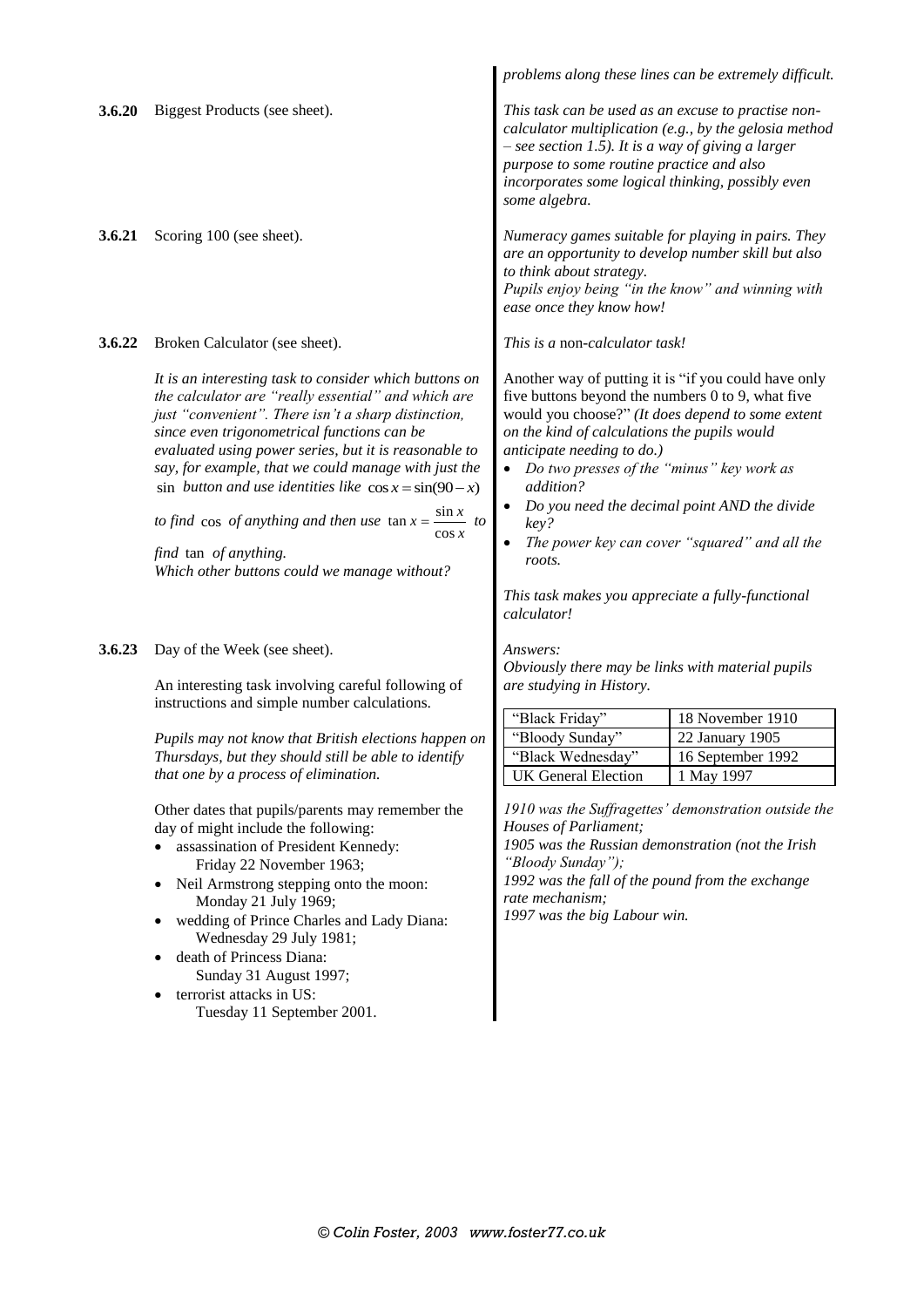*problems along these lines can be extremely difficult.*

**3.6.20** Biggest Products (see sheet).

*This task can be used as an excuse to practise non-calculator multiplication (e.g., by the gelosia method – see section 1.5). It is a way of giving a larger purpose to some routine practice and also incorporates some logical thinking, possibly even some algebra.*

**3.6.21** Scoring 100 (see sheet).

*Numeracy games suitable for playing in pairs. They are an opportunity to develop number skill but also to think about strategy.*
*Pupils enjoy being "in the know" and winning with ease once they know how!*

**3.6.22** Broken Calculator (see sheet).

*This is a* non-*calculator task!*

*It is an interesting task to consider which buttons on the calculator are "really essential" and which are just "convenient". There isn't a sharp distinction, since even trigonometrical functions can be evaluated using power series, but it is reasonable to say, for example, that we could manage with just the* sin *button and use identities like* $\cos x = \sin(90 - x)$ *to find* cos *of anything and then use* $\tan x = \frac{\sin x}{\cos x}$ *to find* tan *of anything.*
*Which other buttons could we manage without?*

Another way of putting it is "if you could have only five buttons beyond the numbers 0 to 9, what five would you choose?" *(It does depend to some extent on the kind of calculations the pupils would anticipate needing to do.)*

- *Do two presses of the "minus" key work as addition?*
- *Do you need the decimal point AND the divide key?*
- *The power key can cover "squared" and all the roots.*

*This task makes you appreciate a fully-functional calculator!*

**3.6.23** Day of the Week (see sheet).

An interesting task involving careful following of instructions and simple number calculations.

*Pupils may not know that British elections happen on Thursdays, but they should still be able to identify that one by a process of elimination.*

Other dates that pupils/parents may remember the day of might include the following:

- assassination of President Kennedy: Friday 22 November 1963;
- Neil Armstrong stepping onto the moon: Monday 21 July 1969;
- wedding of Prince Charles and Lady Diana: Wednesday 29 July 1981;
- death of Princess Diana: Sunday 31 August 1997;
- terrorist attacks in US: Tuesday 11 September 2001.

*Answers:*
*Obviously there may be links with material pupils are studying in History.*

| | |
|---|---|
| "Black Friday" | 18 November 1910 |
| "Bloody Sunday" | 22 January 1905 |
| "Black Wednesday" | 16 September 1992 |
| UK General Election | 1 May 1997 |

*1910 was the Suffragettes' demonstration outside the Houses of Parliament;*
*1905 was the Russian demonstration (not the Irish "Bloody Sunday");*
*1992 was the fall of the pound from the exchange rate mechanism;*
*1997 was the big Labour win.*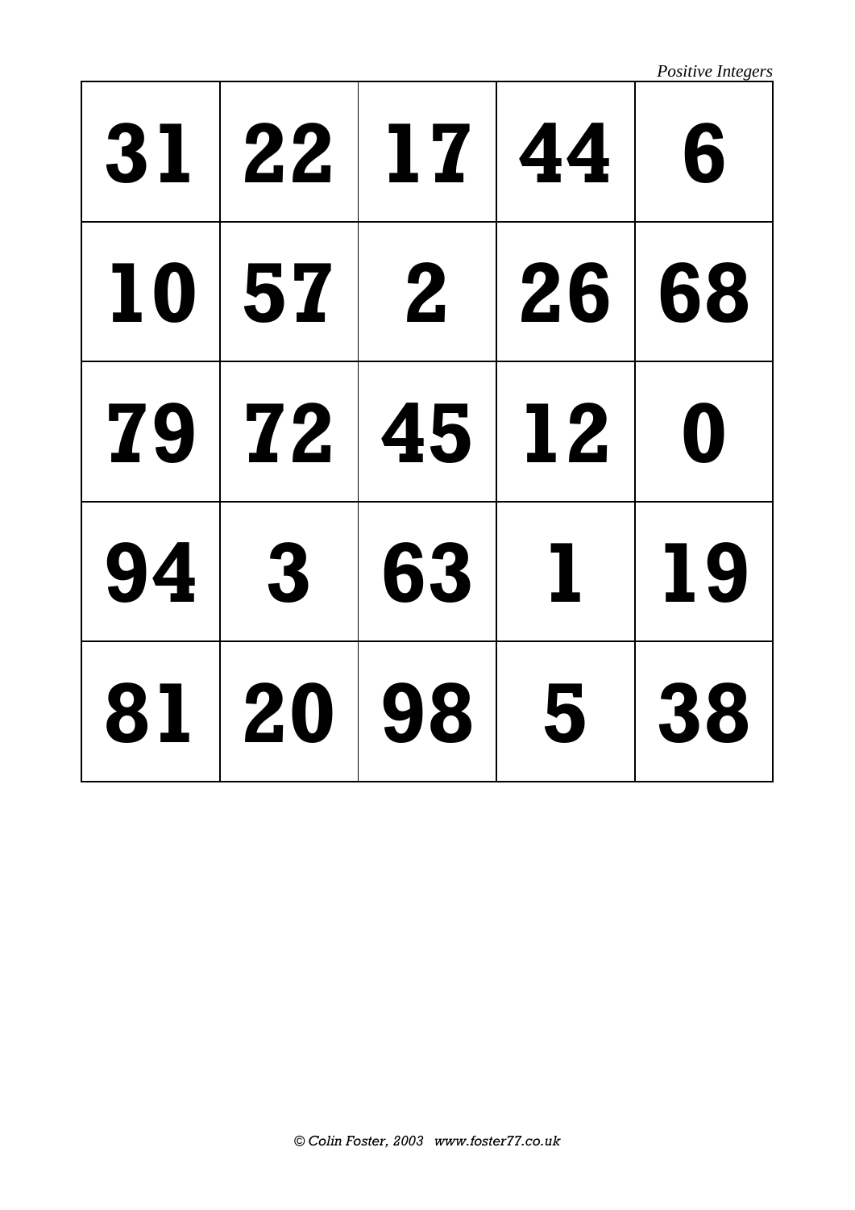*Positive Integers*

| 31 | 22 | 17 | 44 | 6 |
|---|---|---|---|---|
| 10 | 57 | 2 | 26 | 68 |
| 79 | 72 | 45 | 12 | 0 |
| 94 | 3 | 63 | 1 | 19 |
| 81 | 20 | 98 | 5 | 38 |

© Colin Foster, 2003 www.foster77.co.uk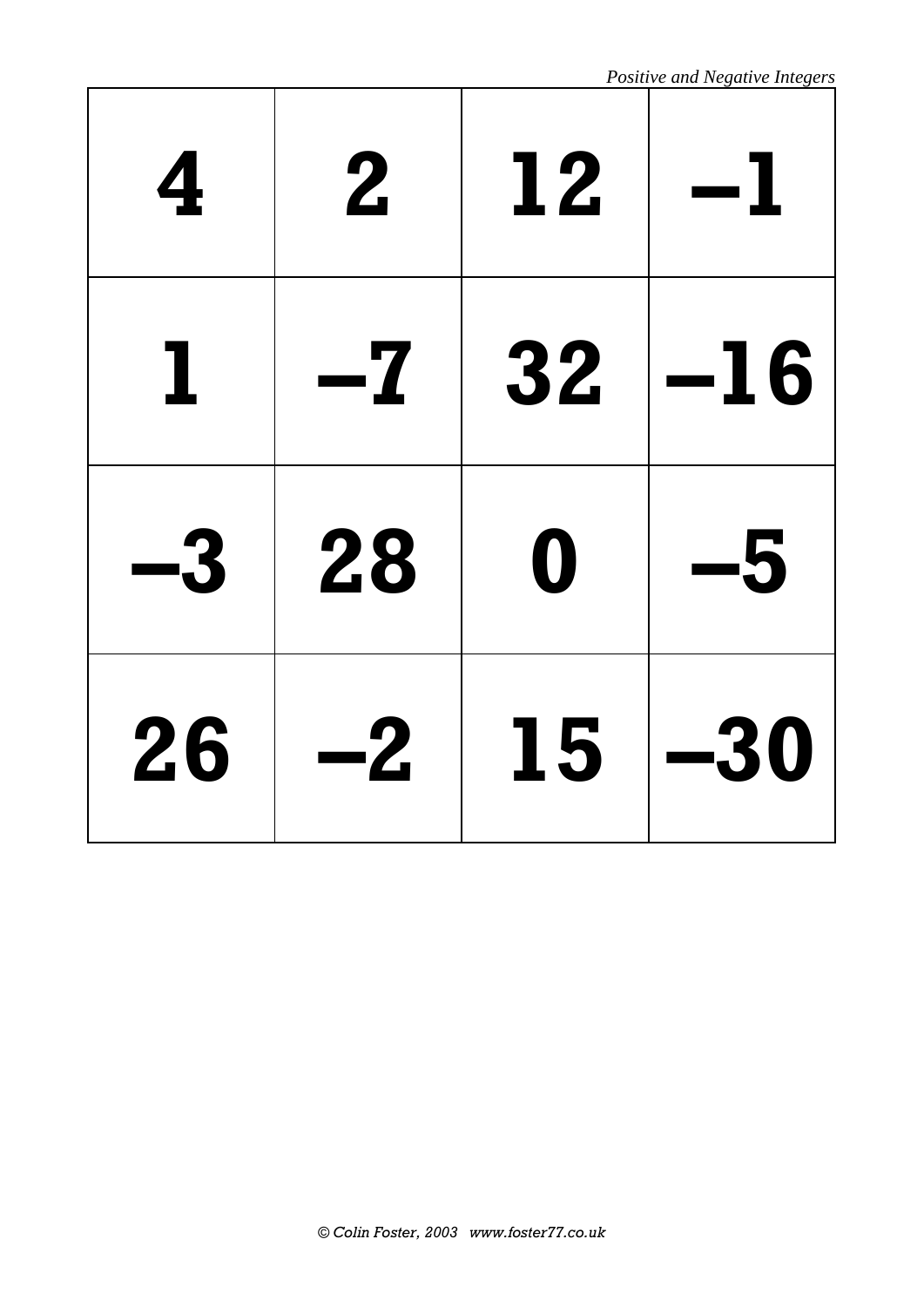| 4 | 2 | 12 | –1 |
|---|---|---|---|
| 1 | –7 | 32 | –16 |
| –3 | 28 | 0 | –5 |
| 26 | –2 | 15 | –30 |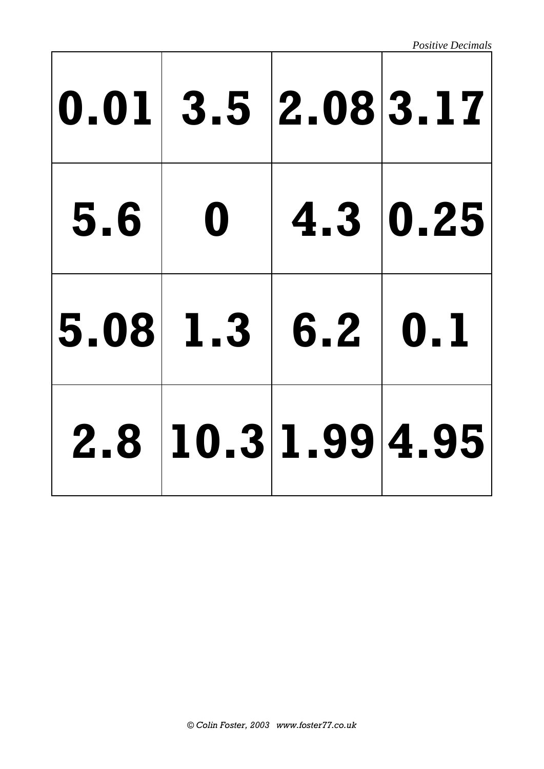| 0.01 | 3.5 | 2.08 | 3.17 |
|---|---|---|---|
| 5.6 | 0 | 4.3 | 0.25 |
| 5.08 | 1.3 | 6.2 | 0.1 |
| 2.8 | 10.3 | 1.99 | 4.95 |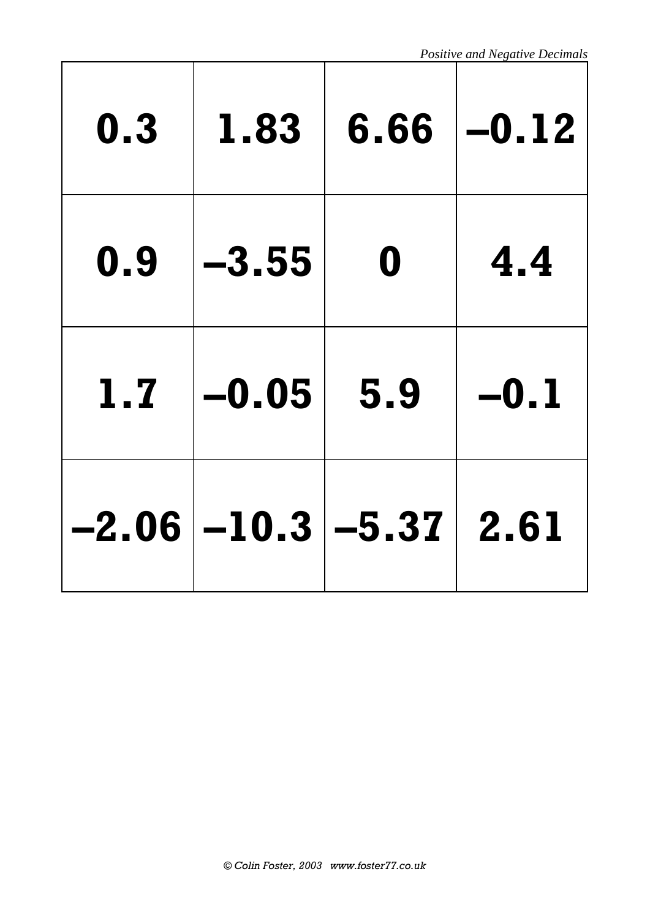| 0.3 | 1.83 | 6.66 | –0.12 |
|---|---|---|---|
| 0.9 | –3.55 | 0 | 4.4 |
| 1.7 | –0.05 | 5.9 | –0.1 |
| –2.06 | –10.3 | –5.37 | 2.61 |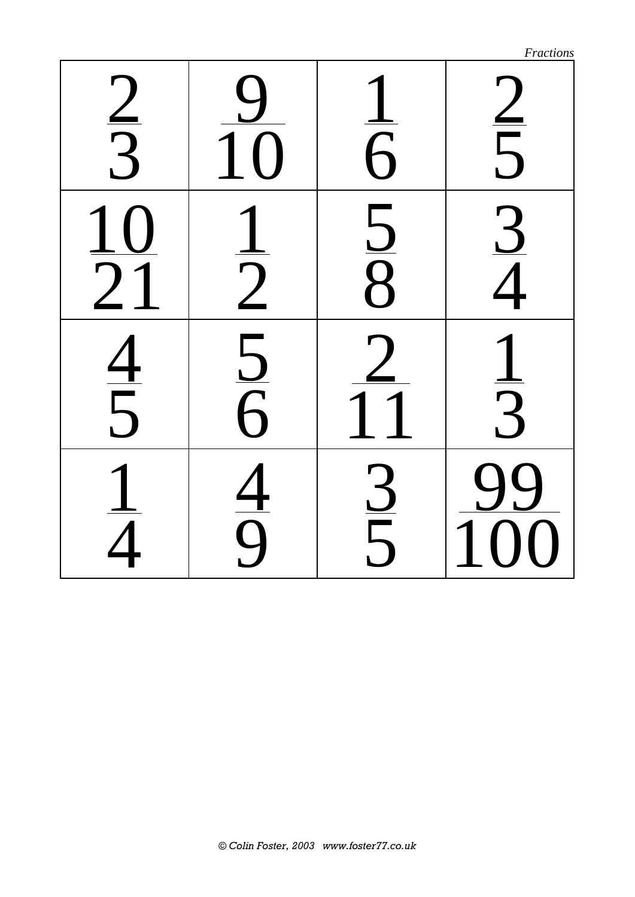| | | | |
|---|---|---|---|
| $\frac{2}{3}$ | $\frac{9}{10}$ | $\frac{1}{6}$ | $\frac{2}{5}$ |
| $\frac{10}{21}$ | $\frac{1}{2}$ | $\frac{5}{8}$ | $\frac{3}{4}$ |
| $\frac{4}{5}$ | $\frac{5}{6}$ | $\frac{2}{11}$ | $\frac{1}{3}$ |
| $\frac{1}{4}$ | $\frac{4}{9}$ | $\frac{3}{5}$ | $\frac{99}{100}$ |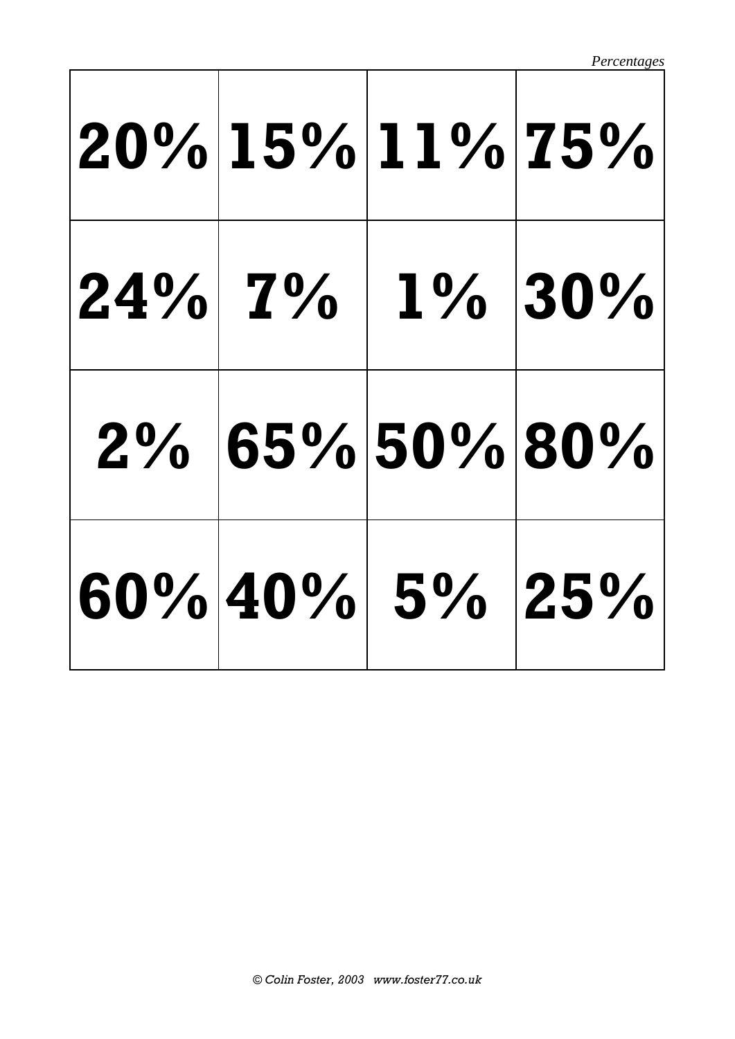| 20% | 15% | 11% | 75% |
|---|---|---|---|
| 24% | 7% | 1% | 30% |
| 2% | 65% | 50% | 80% |
| 60% | 40% | 5% | 25% |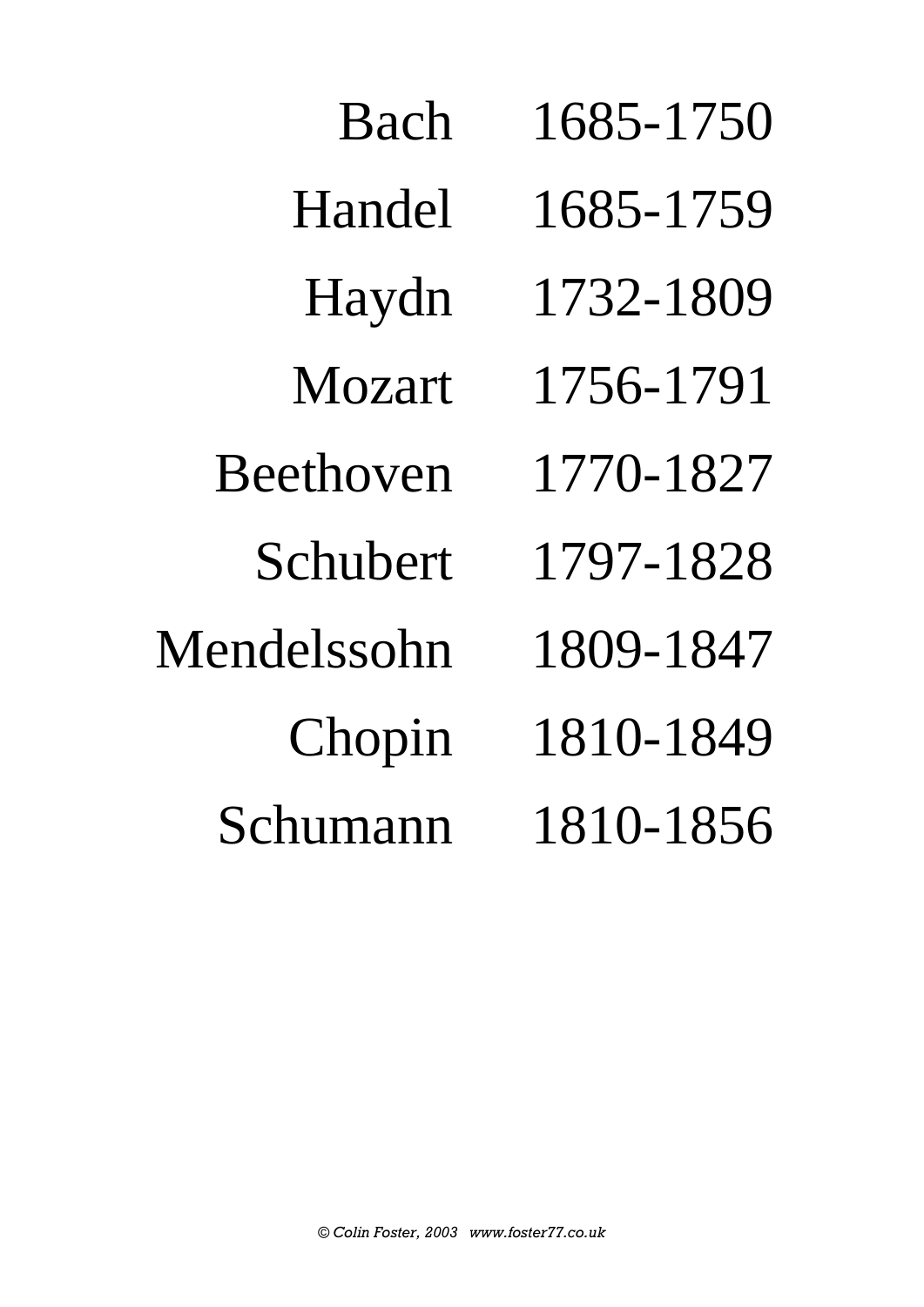| | |
|---|---|
| Bach | 1685-1750 |
| Handel | 1685-1759 |
| Haydn | 1732-1809 |
| Mozart | 1756-1791 |
| Beethoven | 1770-1827 |
| Schubert | 1797-1828 |
| Mendelssohn | 1809-1847 |
| Chopin | 1810-1849 |
| Schumann | 1810-1856 |

*© Colin Foster, 2003 www.foster77.co.uk*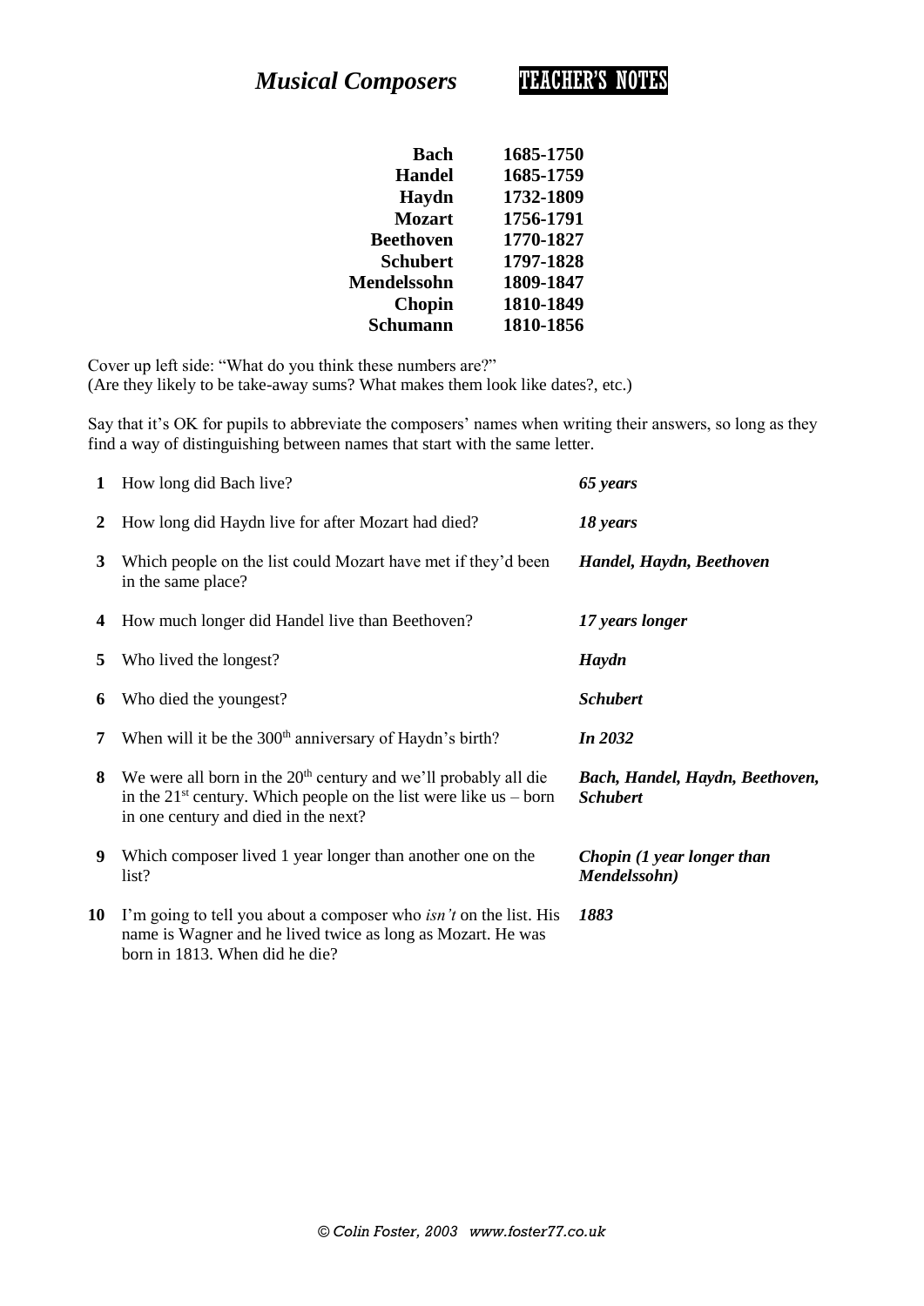# *Musical Composers* TEACHER'S NOTES

| | |
|---|---|
| **Bach** | **1685-1750** |
| **Handel** | **1685-1759** |
| **Haydn** | **1732-1809** |
| **Mozart** | **1756-1791** |
| **Beethoven** | **1770-1827** |
| **Schubert** | **1797-1828** |
| **Mendelssohn** | **1809-1847** |
| **Chopin** | **1810-1849** |
| **Schumann** | **1810-1856** |

Cover up left side: "What do you think these numbers are?"
(Are they likely to be take-away sums? What makes them look like dates?, etc.)

Say that it's OK for pupils to abbreviate the composers' names when writing their answers, so long as they find a way of distinguishing between names that start with the same letter.

| | | |
|---|---|---|
| **1** | How long did Bach live? | ***65 years*** |
| **2** | How long did Haydn live for after Mozart had died? | ***18 years*** |
| **3** | Which people on the list could Mozart have met if they'd been in the same place? | ***Handel, Haydn, Beethoven*** |
| **4** | How much longer did Handel live than Beethoven? | ***17 years longer*** |
| **5** | Who lived the longest? | ***Haydn*** |
| **6** | Who died the youngest? | ***Schubert*** |
| **7** | When will it be the 300th anniversary of Haydn's birth? | ***In 2032*** |
| **8** | We were all born in the 20th century and we'll probably all die in the 21st century. Which people on the list were like us – born in one century and died in the next? | ***Bach, Handel, Haydn, Beethoven, Schubert*** |
| **9** | Which composer lived 1 year longer than another one on the list? | ***Chopin (1 year longer than Mendelssohn)*** |
| **10** | I'm going to tell you about a composer who *isn't* on the list. His name is Wagner and he lived twice as long as Mozart. He was born in 1813. When did he die? | ***1883*** |

*© Colin Foster, 2003 www.foster77.co.uk*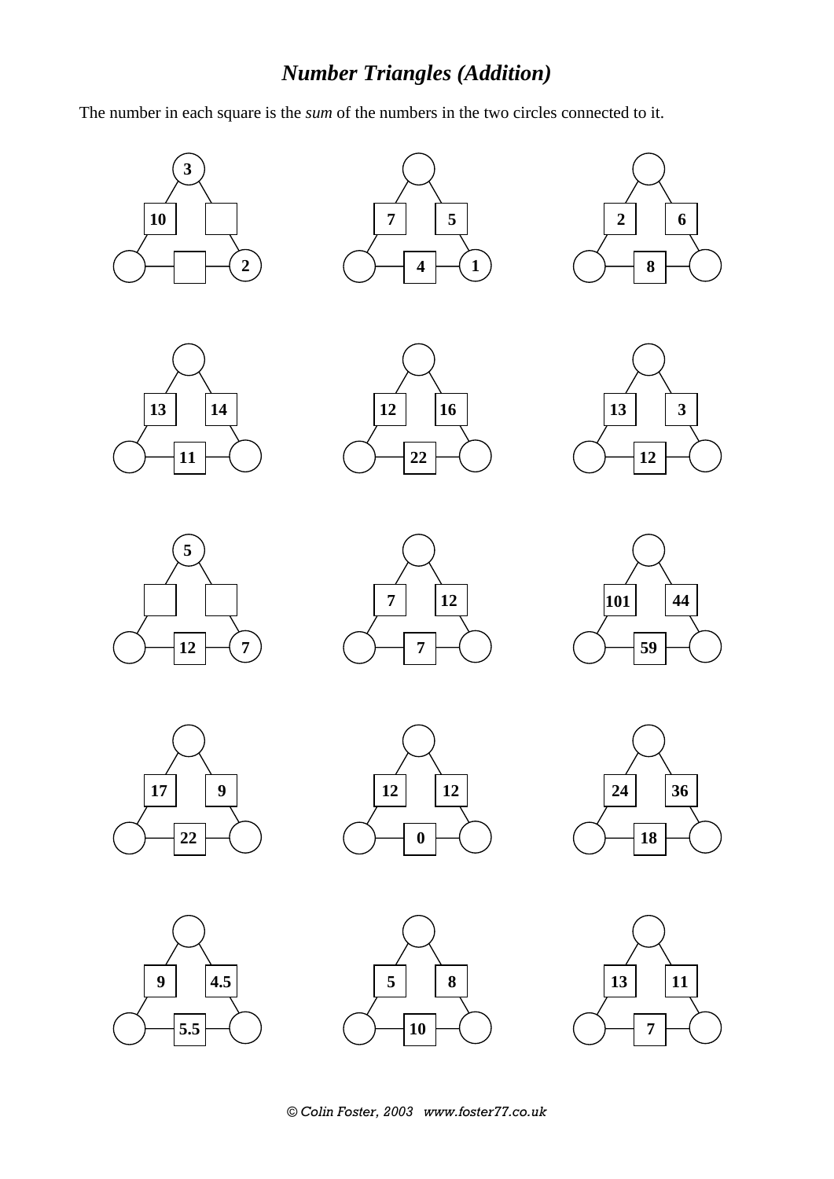# *Number Triangles (Addition)*

The number in each square is the *sum* of the numbers in the two circles connected to it.

Each triangle has a top circle, a bottom-left circle and a bottom-right circle. The left square joins the top and bottom-left circles, the right square joins the top and bottom-right circles, and the bottom square joins the two bottom circles. Blank cells are empty on the page.

| Triangle | Top circle | Left square | Right square | Bottom-left circle | Bottom square | Bottom-right circle |
|---|---|---|---|---|---|---|
| 1 | 3 | 10 | | | | 2 |
| 2 | | 7 | 5 | | 4 | 1 |
| 3 | | 2 | 6 | | 8 | |
| 4 | | 13 | 14 | | 11 | |
| 5 | | 12 | 16 | | 22 | |
| 6 | | 13 | 3 | | 12 | |
| 7 | 5 | | | | 12 | 7 |
| 8 | | 7 | 12 | | 7 | |
| 9 | | 101 | 44 | | 59 | |
| 10 | | 17 | 9 | | 22 | |
| 11 | | 12 | 12 | | 0 | |
| 12 | | 24 | 36 | | 18 | |
| 13 | | 9 | 4.5 | | 5.5 | |
| 14 | | 5 | 8 | | 10 | |
| 15 | | 13 | 11 | | 7 | |

*© Colin Foster, 2003 www.foster77.co.uk*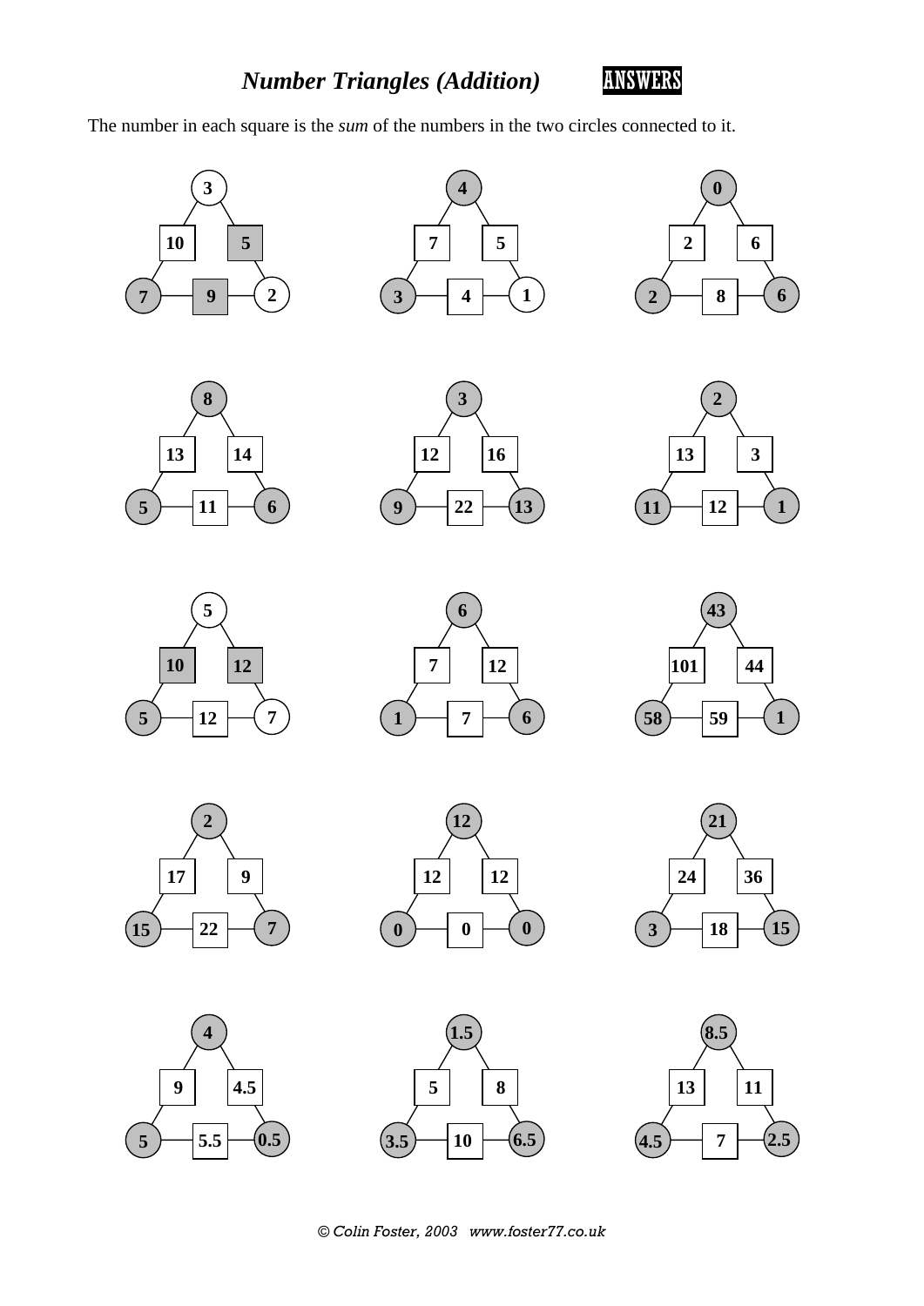# *Number Triangles (Addition)* ANSWERS

The number in each square is the *sum* of the numbers in the two circles connected to it.

| Triangle | Top circle | Left square | Right square | Bottom-left circle | Bottom square | Bottom-right circle |
|---|---|---|---|---|---|---|
| 1 | 3 | 10 | 5 | 7 | 9 | 2 |
| 2 | 4 | 7 | 5 | 3 | 4 | 1 |
| 3 | 0 | 2 | 6 | 2 | 8 | 6 |
| 4 | 8 | 13 | 14 | 5 | 11 | 6 |
| 5 | 3 | 12 | 16 | 9 | 22 | 13 |
| 6 | 2 | 13 | 3 | 11 | 12 | 1 |
| 7 | 5 | 10 | 12 | 5 | 12 | 7 |
| 8 | 6 | 7 | 12 | 1 | 7 | 6 |
| 9 | 43 | 101 | 44 | 58 | 59 | 1 |
| 10 | 2 | 17 | 9 | 15 | 22 | 7 |
| 11 | 12 | 12 | 12 | 0 | 0 | 0 |
| 12 | 21 | 24 | 36 | 3 | 18 | 15 |
| 13 | 4 | 9 | 4.5 | 5 | 5.5 | 0.5 |
| 14 | 1.5 | 5 | 8 | 3.5 | 10 | 6.5 |
| 15 | 8.5 | 13 | 11 | 4.5 | 7 | 2.5 |

*© Colin Foster, 2003 www.foster77.co.uk*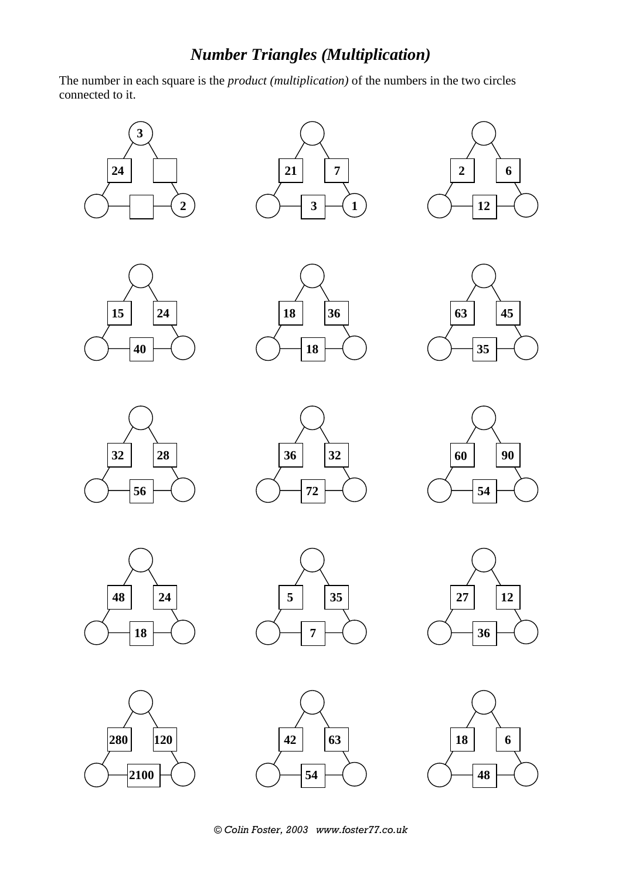# *Number Triangles (Multiplication)*

The number in each square is the *product (multiplication)* of the numbers in the two circles connected to it.

| Triangle | Top circle | Left square | Right square | Bottom-left circle | Bottom square | Bottom-right circle |
|---|---|---|---|---|---|---|
| 1 | 3 | 24 | | | | 2 |
| 2 | | 21 | 7 | | 3 | 1 |
| 3 | | 2 | 6 | | 12 | |
| 4 | | 15 | 24 | | 40 | |
| 5 | | 18 | 36 | | 18 | |
| 6 | | 63 | 45 | | 35 | |
| 7 | | 32 | 28 | | 56 | |
| 8 | | 36 | 32 | | 72 | |
| 9 | | 60 | 90 | | 54 | |
| 10 | | 48 | 24 | | 18 | |
| 11 | | 5 | 35 | | 7 | |
| 12 | | 27 | 12 | | 36 | |
| 13 | | 280 | 120 | | 2100 | |
| 14 | | 42 | 63 | | 54 | |
| 15 | | 18 | 6 | | 48 | |

© Colin Foster, 2003 www.foster77.co.uk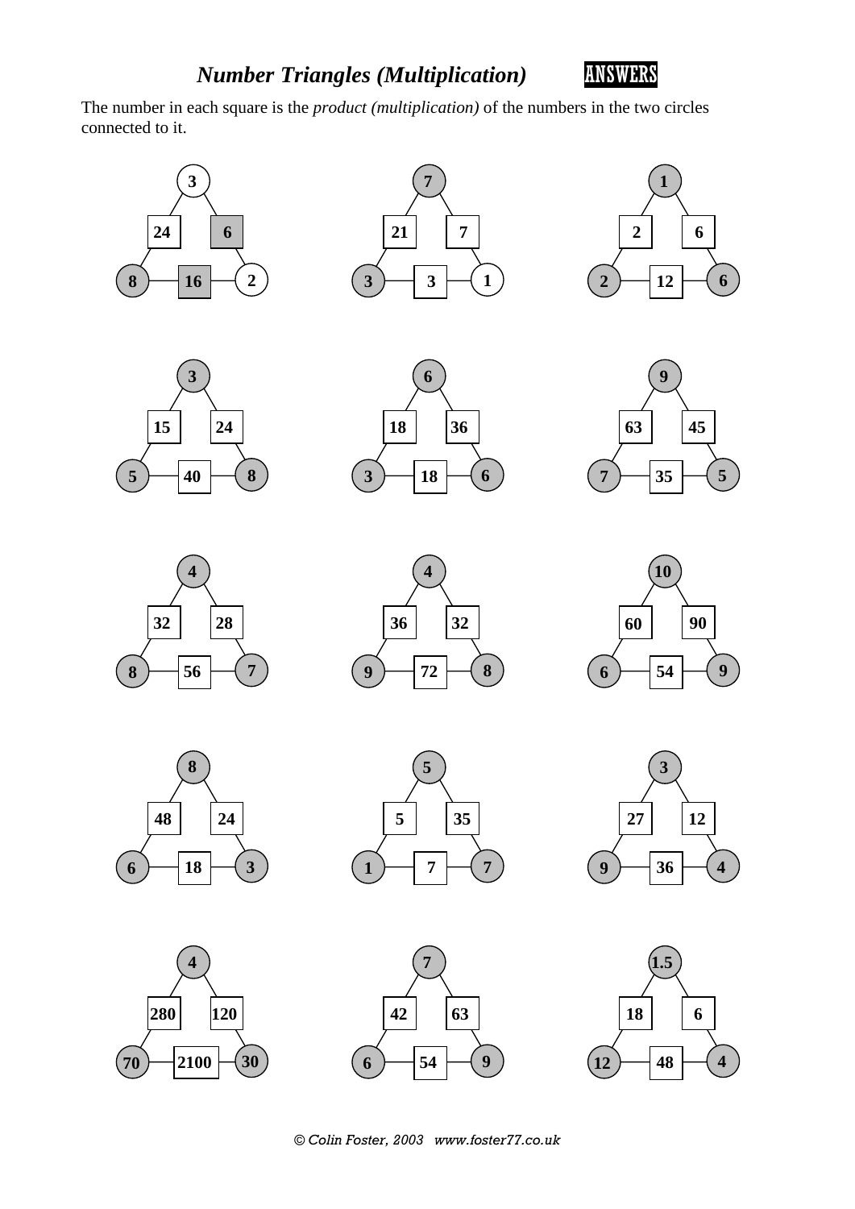# *Number Triangles (Multiplication)* ANSWERS

The number in each square is the *product (multiplication)* of the numbers in the two circles connected to it.

| Top circle | Left square | Right square | Bottom-left circle | Bottom square | Bottom-right circle |
|---|---|---|---|---|---|
| 3 | 24 | 6 | 8 | 16 | 2 |
| 7 | 21 | 7 | 3 | 3 | 1 |
| 1 | 2 | 6 | 2 | 12 | 6 |
| 3 | 15 | 24 | 5 | 40 | 8 |
| 6 | 18 | 36 | 3 | 18 | 6 |
| 9 | 63 | 45 | 7 | 35 | 5 |
| 4 | 32 | 28 | 8 | 56 | 7 |
| 4 | 36 | 32 | 9 | 72 | 8 |
| 10 | 60 | 90 | 6 | 54 | 9 |
| 8 | 48 | 24 | 6 | 18 | 3 |
| 5 | 5 | 35 | 1 | 7 | 7 |
| 3 | 27 | 12 | 9 | 36 | 4 |
| 4 | 280 | 120 | 70 | 2100 | 30 |
| 7 | 42 | 63 | 6 | 54 | 9 |
| 1.5 | 18 | 6 | 12 | 48 | 4 |

*© Colin Foster, 2003 www.foster77.co.uk*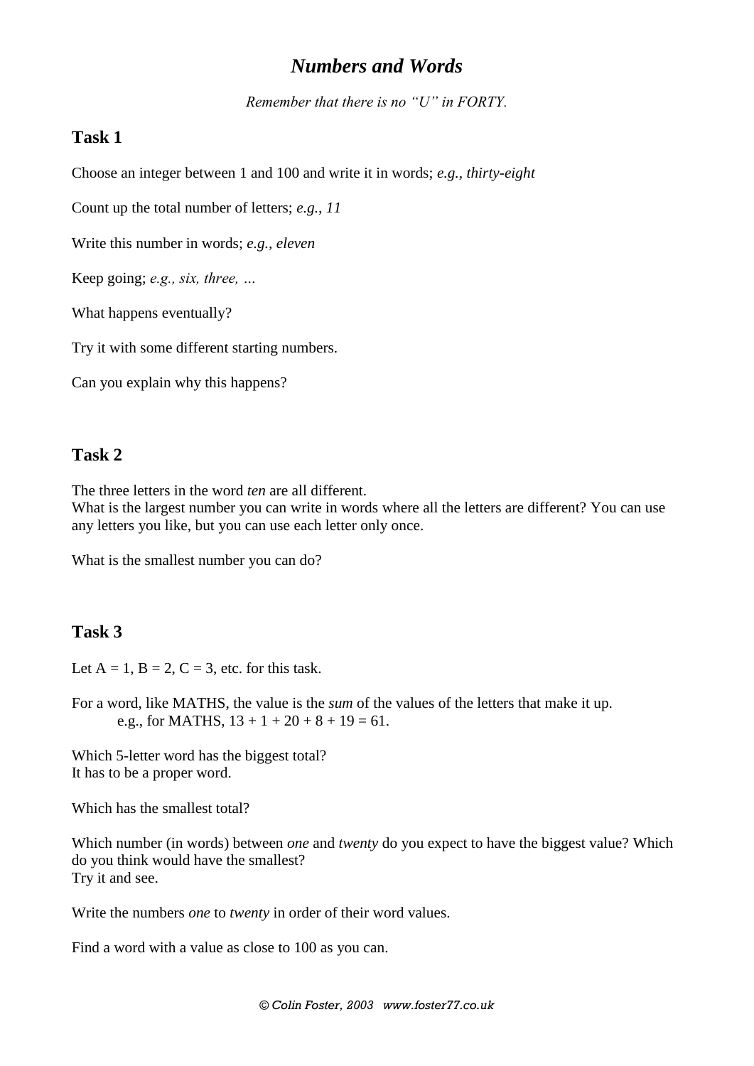# ***Numbers and Words***

*Remember that there is no "U" in FORTY.*

## Task 1

Choose an integer between 1 and 100 and write it in words; *e.g., thirty-eight*

Count up the total number of letters; *e.g., 11*

Write this number in words; *e.g., eleven*

Keep going; *e.g., six, three, …*

What happens eventually?

Try it with some different starting numbers.

Can you explain why this happens?

## Task 2

The three letters in the word *ten* are all different.
What is the largest number you can write in words where all the letters are different? You can use any letters you like, but you can use each letter only once.

What is the smallest number you can do?

## Task 3

Let A = 1, B = 2, C = 3, etc. for this task.

For a word, like MATHS, the value is the *sum* of the values of the letters that make it up.
e.g., for MATHS, 13 + 1 + 20 + 8 + 19 = 61.

Which 5-letter word has the biggest total?
It has to be a proper word.

Which has the smallest total?

Which number (in words) between *one* and *twenty* do you expect to have the biggest value? Which do you think would have the smallest?
Try it and see.

Write the numbers *one* to *twenty* in order of their word values.

Find a word with a value as close to 100 as you can.

*© Colin Foster, 2003 www.foster77.co.uk*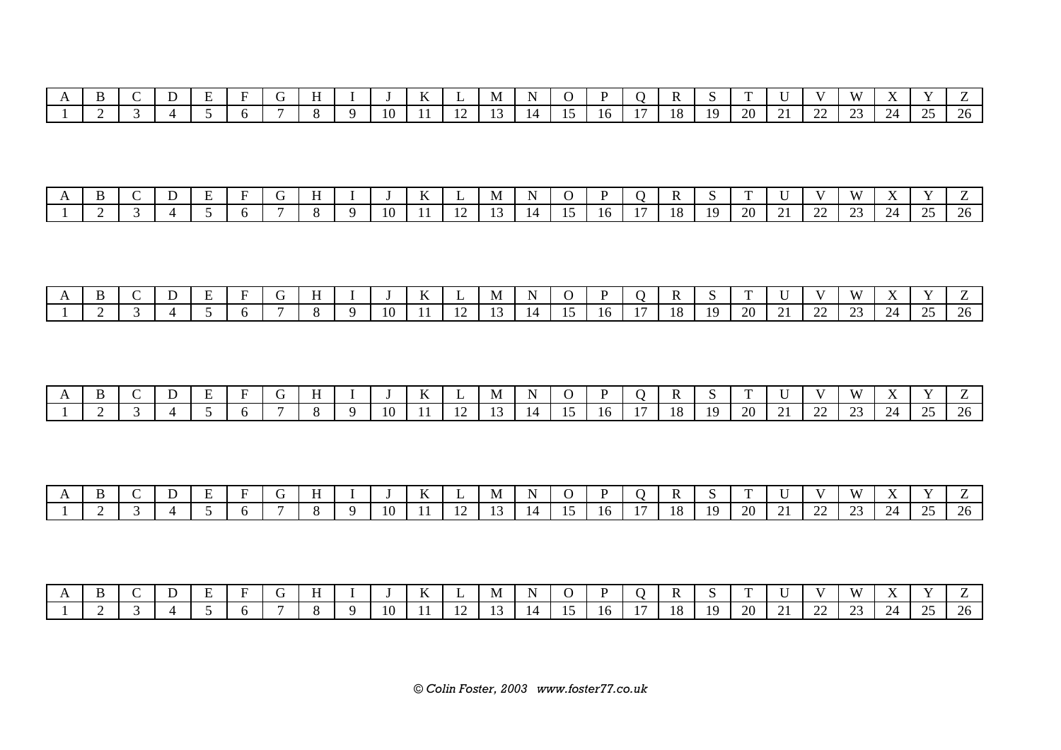| A | B | C | D | E | F | G | H | I | J | K | L | M | N | O | P | Q | R | S | T | U | V | W | X | Y | Z |
|---|---|---|---|---|---|---|---|---|---|---|---|---|---|---|---|---|---|---|---|---|---|---|---|---|---|
| 1 | 2 | 3 | 4 | 5 | 6 | 7 | 8 | 9 | 10 | 11 | 12 | 13 | 14 | 15 | 16 | 17 | 18 | 19 | 20 | 21 | 22 | 23 | 24 | 25 | 26 |

| A | B | C | D | E | F | G | H | I | J | K | L | M | N | O | P | Q | R | S | T | U | V | W | X | Y | Z |
|---|---|---|---|---|---|---|---|---|---|---|---|---|---|---|---|---|---|---|---|---|---|---|---|---|---|
| 1 | 2 | 3 | 4 | 5 | 6 | 7 | 8 | 9 | 10 | 11 | 12 | 13 | 14 | 15 | 16 | 17 | 18 | 19 | 20 | 21 | 22 | 23 | 24 | 25 | 26 |

| A | B | C | D | E | F | G | H | I | J | K | L | M | N | O | P | Q | R | S | T | U | V | W | X | Y | Z |
|---|---|---|---|---|---|---|---|---|---|---|---|---|---|---|---|---|---|---|---|---|---|---|---|---|---|
| 1 | 2 | 3 | 4 | 5 | 6 | 7 | 8 | 9 | 10 | 11 | 12 | 13 | 14 | 15 | 16 | 17 | 18 | 19 | 20 | 21 | 22 | 23 | 24 | 25 | 26 |

| A | B | C | D | E | F | G | H | I | J | K | L | M | N | O | P | Q | R | S | T | U | V | W | X | Y | Z |
|---|---|---|---|---|---|---|---|---|---|---|---|---|---|---|---|---|---|---|---|---|---|---|---|---|---|
| 1 | 2 | 3 | 4 | 5 | 6 | 7 | 8 | 9 | 10 | 11 | 12 | 13 | 14 | 15 | 16 | 17 | 18 | 19 | 20 | 21 | 22 | 23 | 24 | 25 | 26 |

| A | B | C | D | E | F | G | H | I | J | K | L | M | N | O | P | Q | R | S | T | U | V | W | X | Y | Z |
|---|---|---|---|---|---|---|---|---|---|---|---|---|---|---|---|---|---|---|---|---|---|---|---|---|---|
| 1 | 2 | 3 | 4 | 5 | 6 | 7 | 8 | 9 | 10 | 11 | 12 | 13 | 14 | 15 | 16 | 17 | 18 | 19 | 20 | 21 | 22 | 23 | 24 | 25 | 26 |

| A | B | C | D | E | F | G | H | I | J | K | L | M | N | O | P | Q | R | S | T | U | V | W | X | Y | Z |
|---|---|---|---|---|---|---|---|---|---|---|---|---|---|---|---|---|---|---|---|---|---|---|---|---|---|
| 1 | 2 | 3 | 4 | 5 | 6 | 7 | 8 | 9 | 10 | 11 | 12 | 13 | 14 | 15 | 16 | 17 | 18 | 19 | 20 | 21 | 22 | 23 | 24 | 25 | 26 |

*© Colin Foster, 2003 www.foster77.co.uk*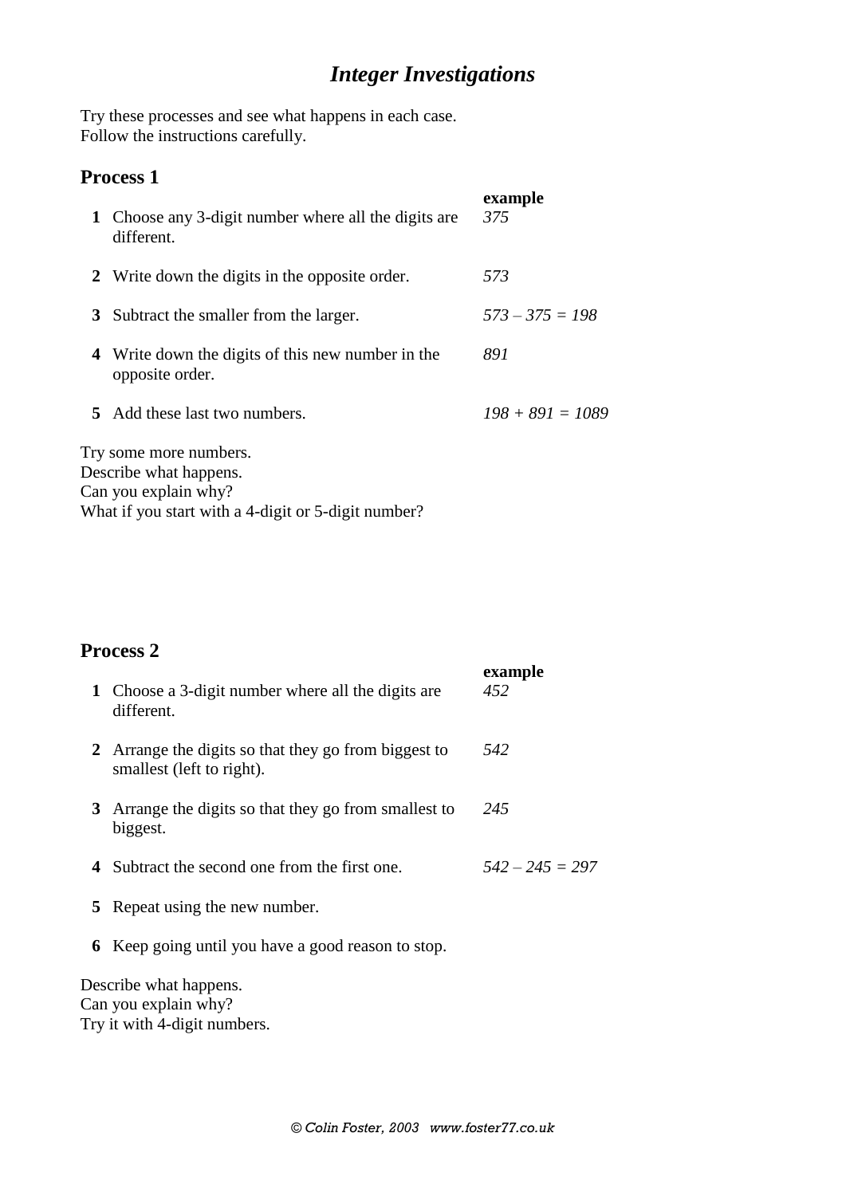# *Integer Investigations*

Try these processes and see what happens in each case.
Follow the instructions carefully.

## Process 1

| | | **example** |
|---|---|---|
| **1** | Choose any 3-digit number where all the digits are different. | *375* |
| **2** | Write down the digits in the opposite order. | *573* |
| **3** | Subtract the smaller from the larger. | *573 – 375 = 198* |
| **4** | Write down the digits of this new number in the opposite order. | *891* |
| **5** | Add these last two numbers. | *198 + 891 = 1089* |

Try some more numbers.
Describe what happens.
Can you explain why?
What if you start with a 4-digit or 5-digit number?

## Process 2

| | | **example** |
|---|---|---|
| **1** | Choose a 3-digit number where all the digits are different. | *452* |
| **2** | Arrange the digits so that they go from biggest to smallest (left to right). | *542* |
| **3** | Arrange the digits so that they go from smallest to biggest. | *245* |
| **4** | Subtract the second one from the first one. | *542 – 245 = 297* |
| **5** | Repeat using the new number. | |
| **6** | Keep going until you have a good reason to stop. | |

Describe what happens.
Can you explain why?
Try it with 4-digit numbers.

*© Colin Foster, 2003 www.foster77.co.uk*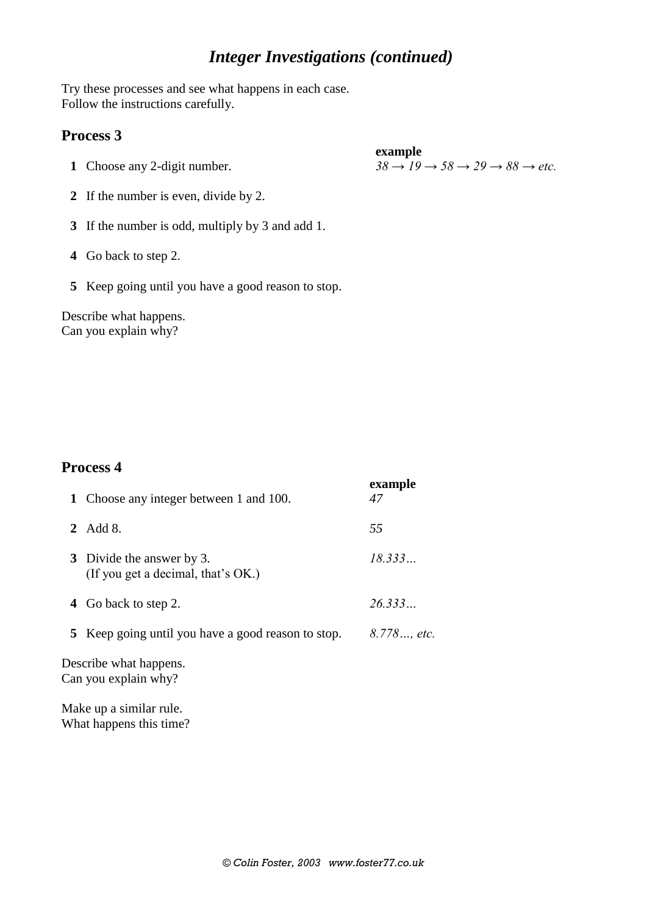# *Integer Investigations (continued)*

Try these processes and see what happens in each case.
Follow the instructions carefully.

## Process 3

**example**
*38 → 19 → 58 → 29 → 88 → etc.*

1. Choose any 2-digit number.
2. If the number is even, divide by 2.
3. If the number is odd, multiply by 3 and add 1.
4. Go back to step 2.
5. Keep going until you have a good reason to stop.

Describe what happens.
Can you explain why?

## Process 4

| | | **example** |
|---|---|---|
| **1** | Choose any integer between 1 and 100. | *47* |
| **2** | Add 8. | *55* |
| **3** | Divide the answer by 3. (If you get a decimal, that's OK.) | *18.333…* |
| **4** | Go back to step 2. | *26.333…* |
| **5** | Keep going until you have a good reason to stop. | *8.778…, etc.* |

Describe what happens.
Can you explain why?

Make up a similar rule.
What happens this time?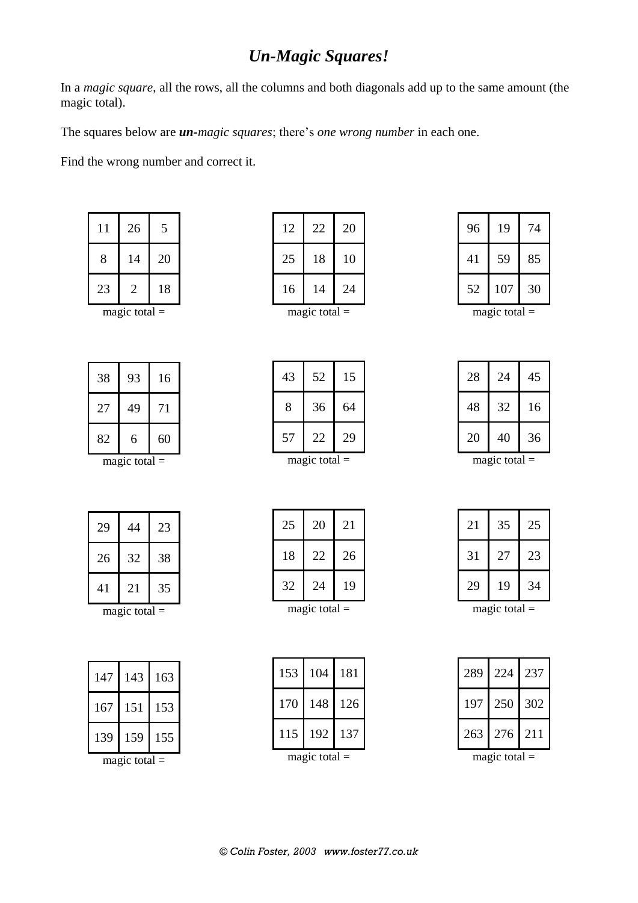# ***Un-Magic Squares!***

In a *magic square*, all the rows, all the columns and both diagonals add up to the same amount (the magic total).

The squares below are ***un****-magic squares*; there's *one wrong number* in each one.

Find the wrong number and correct it.

| | | |
|---|---|---|
| 11 | 26 | 5 |
| 8 | 14 | 20 |
| 23 | 2 | 18 |

magic total =

| | | |
|---|---|---|
| 12 | 22 | 20 |
| 25 | 18 | 10 |
| 16 | 14 | 24 |

magic total =

| | | |
|---|---|---|
| 96 | 19 | 74 |
| 41 | 59 | 85 |
| 52 | 107 | 30 |

magic total =

| | | |
|---|---|---|
| 38 | 93 | 16 |
| 27 | 49 | 71 |
| 82 | 6 | 60 |

magic total =

| | | |
|---|---|---|
| 43 | 52 | 15 |
| 8 | 36 | 64 |
| 57 | 22 | 29 |

magic total =

| | | |
|---|---|---|
| 28 | 24 | 45 |
| 48 | 32 | 16 |
| 20 | 40 | 36 |

magic total =

| | | |
|---|---|---|
| 29 | 44 | 23 |
| 26 | 32 | 38 |
| 41 | 21 | 35 |

magic total =

| | | |
|---|---|---|
| 25 | 20 | 21 |
| 18 | 22 | 26 |
| 32 | 24 | 19 |

magic total =

| | | |
|---|---|---|
| 21 | 35 | 25 |
| 31 | 27 | 23 |
| 29 | 19 | 34 |

magic total =

| | | |
|---|---|---|
| 147 | 143 | 163 |
| 167 | 151 | 153 |
| 139 | 159 | 155 |

magic total =

| | | |
|---|---|---|
| 153 | 104 | 181 |
| 170 | 148 | 126 |
| 115 | 192 | 137 |

magic total =

| | | |
|---|---|---|
| 289 | 224 | 237 |
| 197 | 250 | 302 |
| 263 | 276 | 211 |

magic total =

*© Colin Foster, 2003 www.foster77.co.uk*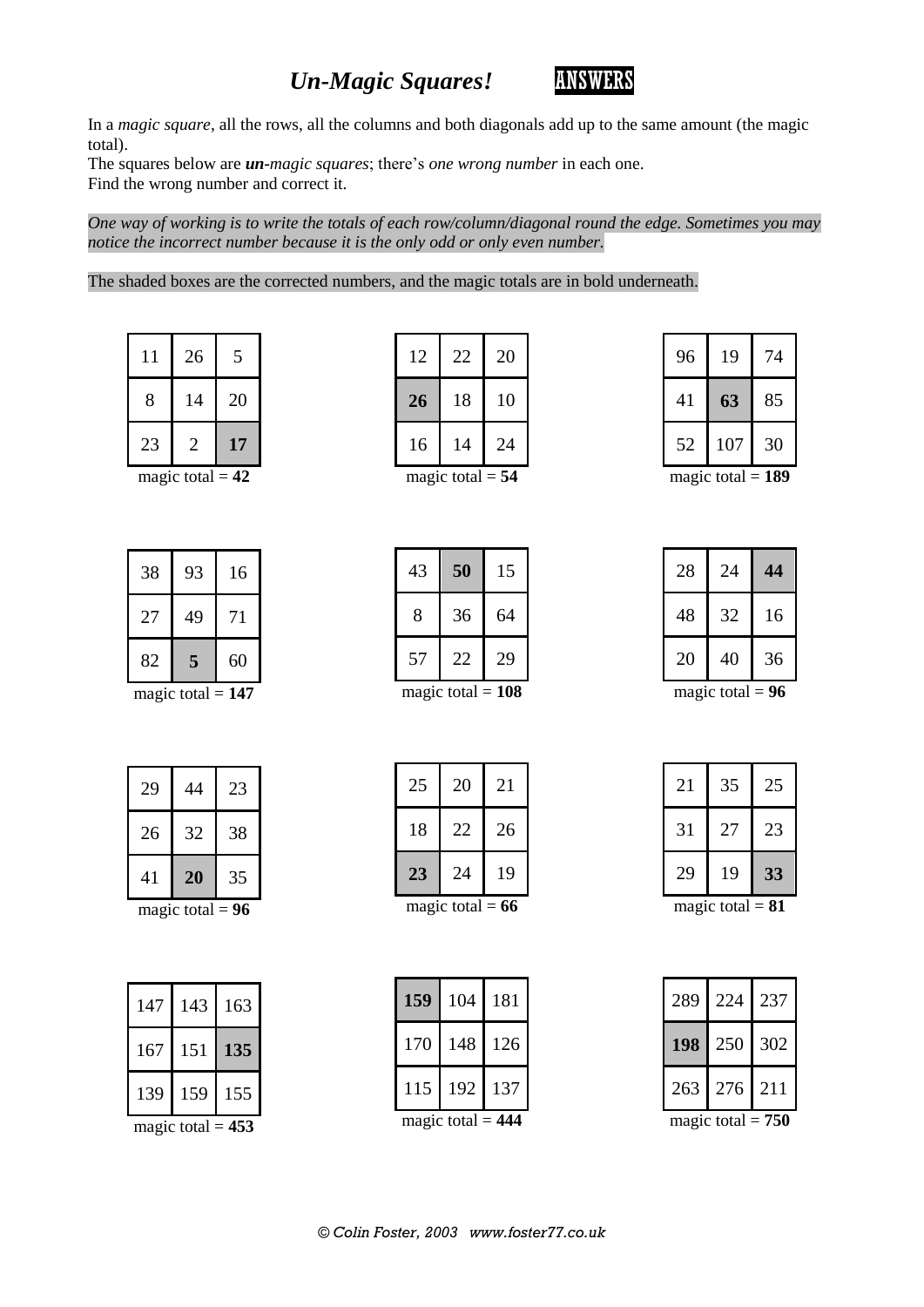# *Un-Magic Squares!* ANSWERS

In a *magic square*, all the rows, all the columns and both diagonals add up to the same amount (the magic total).
The squares below are ***un****-magic squares*; there's *one wrong number* in each one.
Find the wrong number and correct it.

*One way of working is to write the totals of each row/column/diagonal round the edge. Sometimes you may notice the incorrect number because it is the only odd or only even number.*

The shaded boxes are the corrected numbers, and the magic totals are in bold underneath.

| | | |
|---|---|---|
| 11 | 26 | 5 |
| 8 | 14 | 20 |
| 23 | 2 | **17** |

magic total = **42**

| | | |
|---|---|---|
| 12 | 22 | 20 |
| **26** | 18 | 10 |
| 16 | 14 | 24 |

magic total = **54**

| | | |
|---|---|---|
| 96 | 19 | 74 |
| 41 | **63** | 85 |
| 52 | 107 | 30 |

magic total = **189**

| | | |
|---|---|---|
| 38 | 93 | 16 |
| 27 | 49 | 71 |
| 82 | **5** | 60 |

magic total = **147**

| | | |
|---|---|---|
| 43 | **50** | 15 |
| 8 | 36 | 64 |
| 57 | 22 | 29 |

magic total = **108**

| | | |
|---|---|---|
| 28 | 24 | **44** |
| 48 | 32 | 16 |
| 20 | 40 | 36 |

magic total = **96**

| | | |
|---|---|---|
| 29 | 44 | 23 |
| 26 | 32 | 38 |
| 41 | **20** | 35 |

magic total = **96**

| | | |
|---|---|---|
| 25 | 20 | 21 |
| 18 | 22 | 26 |
| **23** | 24 | 19 |

magic total = **66**

| | | |
|---|---|---|
| 21 | 35 | 25 |
| 31 | 27 | 23 |
| 29 | 19 | **33** |

magic total = **81**

| | | |
|---|---|---|
| 147 | 143 | 163 |
| 167 | 151 | **135** |
| 139 | 159 | 155 |

magic total = **453**

| | | |
|---|---|---|
| **159** | 104 | 181 |
| 170 | 148 | 126 |
| 115 | 192 | 137 |

magic total = **444**

| | | |
|---|---|---|
| 289 | 224 | 237 |
| **198** | 250 | 302 |
| 263 | 276 | 211 |

magic total = **750**

*© Colin Foster, 2003 www.foster77.co.uk*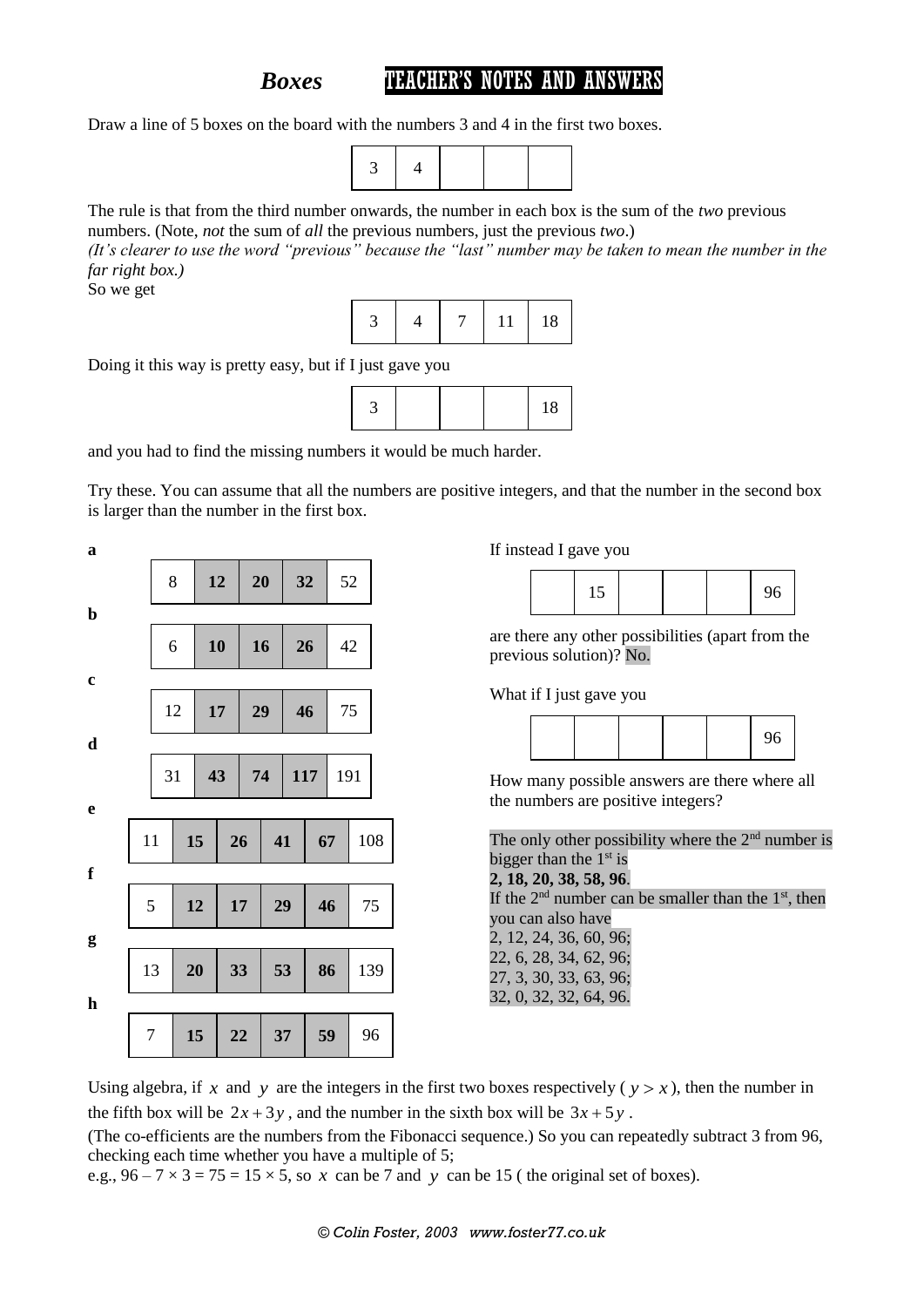# *Boxes* TEACHER'S NOTES AND ANSWERS

Draw a line of 5 boxes on the board with the numbers 3 and 4 in the first two boxes.

| 3 | 4 | | | |
|---|---|---|---|---|

The rule is that from the third number onwards, the number in each box is the sum of the *two* previous numbers. (Note, *not* the sum of *all* the previous numbers, just the previous *two*.)

*(It's clearer to use the word "previous" because the "last" number may be taken to mean the number in the far right box.)*

So we get

| 3 | 4 | 7 | 11 | 18 |
|---|---|---|---|---|

Doing it this way is pretty easy, but if I just gave you

| 3 | | | | 18 |
|---|---|---|---|---|

and you had to find the missing numbers it would be much harder.

Try these. You can assume that all the numbers are positive integers, and that the number in the second box is larger than the number in the first box.

**a**

| 8 | **12** | **20** | **32** | 52 |
|---|---|---|---|---|

**b**

| 6 | **10** | **16** | **26** | 42 |
|---|---|---|---|---|

**c**

| 12 | **17** | **29** | **46** | 75 |
|---|---|---|---|---|

**d**

| 31 | **43** | **74** | **117** | 191 |
|---|---|---|---|---|

**e**

| 11 | **15** | **26** | **41** | **67** | 108 |
|---|---|---|---|---|---|

**f**

| 5 | **12** | **17** | **29** | **46** | 75 |
|---|---|---|---|---|---|

**g**

| 13 | **20** | **33** | **53** | **86** | 139 |
|---|---|---|---|---|---|

**h**

| 7 | **15** | **22** | **37** | **59** | 96 |
|---|---|---|---|---|---|

If instead I gave you

| | 15 | | | | 96 |
|---|---|---|---|---|---|

are there any other possibilities (apart from the previous solution)? No.

What if I just gave you

| | | | | | 96 |
|---|---|---|---|---|---|

How many possible answers are there where all the numbers are positive integers?

The only other possibility where the 2nd number is bigger than the 1st is
**2, 18, 20, 38, 58, 96**.
If the 2nd number can be smaller than the 1st, then you can also have
2, 12, 24, 36, 60, 96;
22, 6, 28, 34, 62, 96;
27, 3, 30, 33, 63, 96;
32, 0, 32, 32, 64, 96.

Using algebra, if $x$ and $y$ are the integers in the first two boxes respectively ($y > x$), then the number in the fifth box will be $2x + 3y$, and the number in the sixth box will be $3x + 5y$.

(The co-efficients are the numbers from the Fibonacci sequence.) So you can repeatedly subtract 3 from 96, checking each time whether you have a multiple of 5;

e.g., $96 - 7 \times 3 = 75 = 15 \times 5$, so $x$ can be 7 and $y$ can be 15 ( the original set of boxes).

© Colin Foster, 2003 www.foster77.co.uk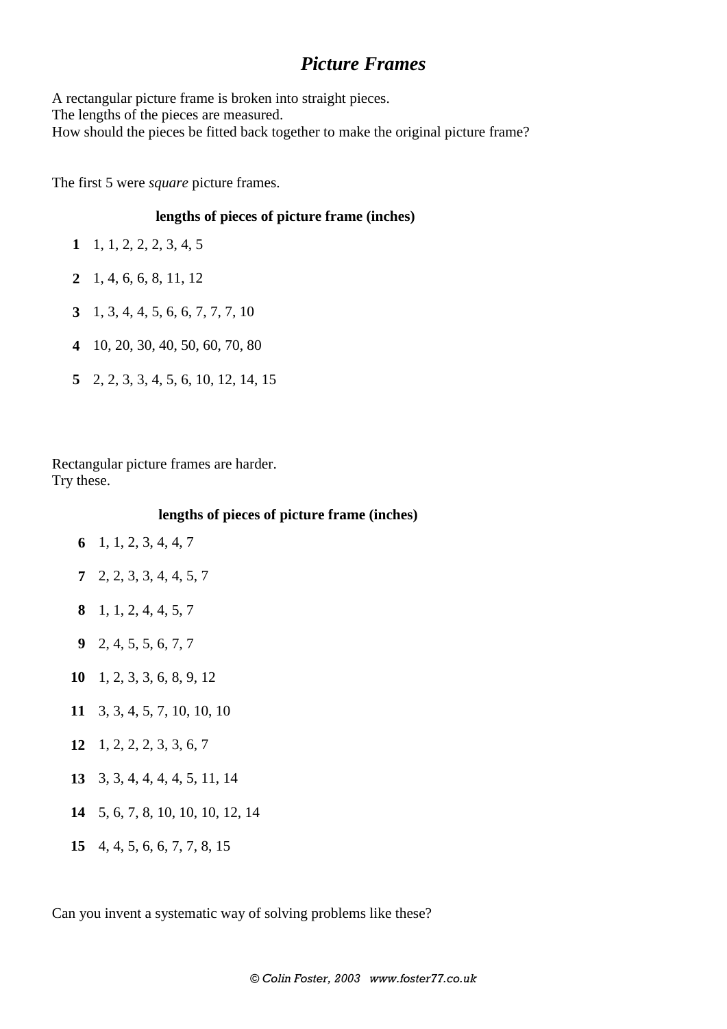# *Picture Frames*

A rectangular picture frame is broken into straight pieces.
The lengths of the pieces are measured.
How should the pieces be fitted back together to make the original picture frame?

The first 5 were *square* picture frames.

**lengths of pieces of picture frame (inches)**

| | |
|---|---|
| **1** | 1, 1, 2, 2, 2, 3, 4, 5 |
| **2** | 1, 4, 6, 6, 8, 11, 12 |
| **3** | 1, 3, 4, 4, 5, 6, 6, 7, 7, 7, 10 |
| **4** | 10, 20, 30, 40, 50, 60, 70, 80 |
| **5** | 2, 2, 3, 3, 4, 5, 6, 10, 12, 14, 15 |

Rectangular picture frames are harder.
Try these.

**lengths of pieces of picture frame (inches)**

| | |
|---|---|
| **6** | 1, 1, 2, 3, 4, 4, 7 |
| **7** | 2, 2, 3, 3, 4, 4, 5, 7 |
| **8** | 1, 1, 2, 4, 4, 5, 7 |
| **9** | 2, 4, 5, 5, 6, 7, 7 |
| **10** | 1, 2, 3, 3, 6, 8, 9, 12 |
| **11** | 3, 3, 4, 5, 7, 10, 10, 10 |
| **12** | 1, 2, 2, 2, 3, 3, 6, 7 |
| **13** | 3, 3, 4, 4, 4, 4, 5, 11, 14 |
| **14** | 5, 6, 7, 8, 10, 10, 10, 12, 14 |
| **15** | 4, 4, 5, 6, 6, 7, 7, 8, 15 |

Can you invent a systematic way of solving problems like these?

*© Colin Foster, 2003 www.foster77.co.uk*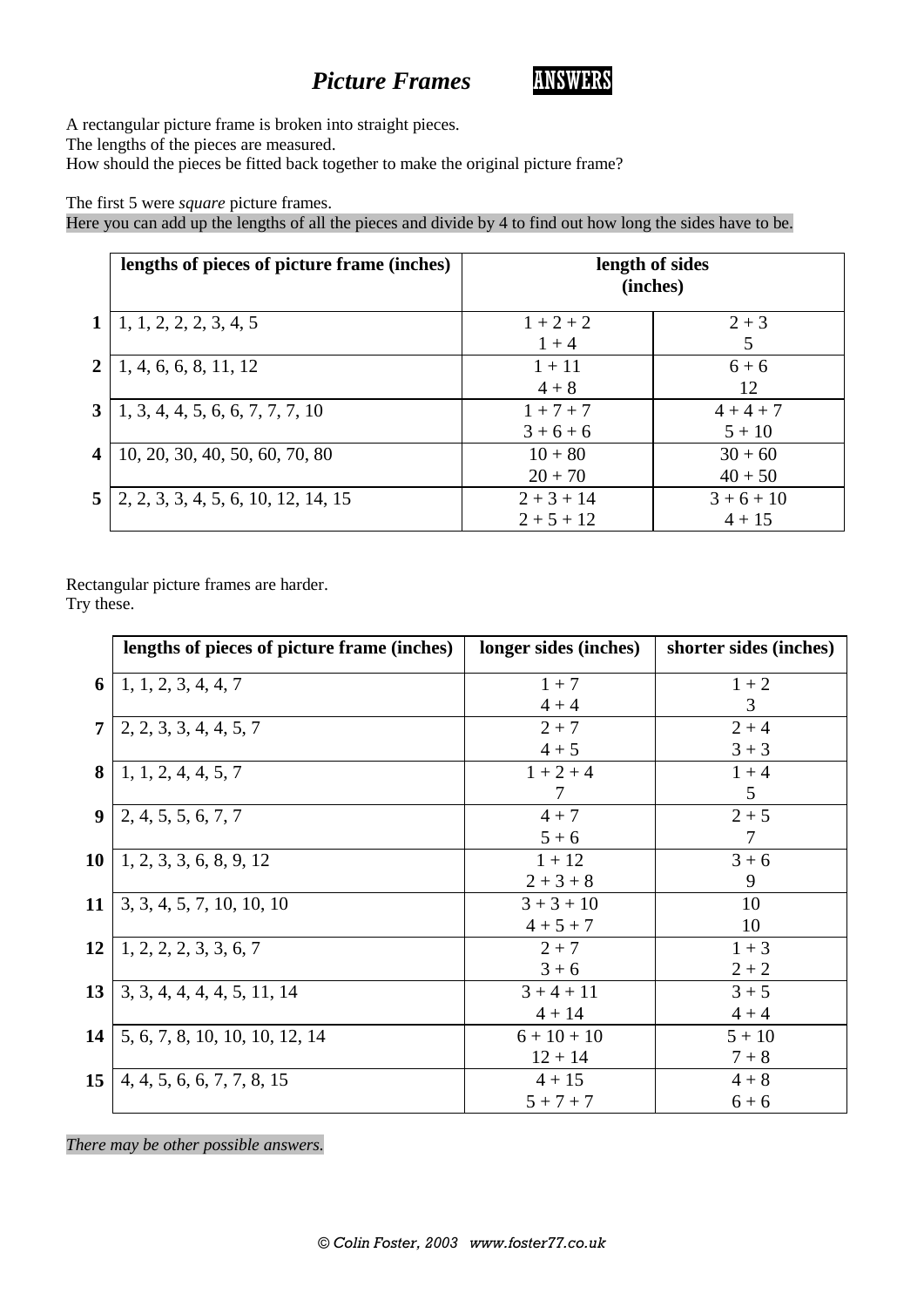# *Picture Frames* ANSWERS

A rectangular picture frame is broken into straight pieces.
The lengths of the pieces are measured.
How should the pieces be fitted back together to make the original picture frame?

The first 5 were *square* picture frames.
Here you can add up the lengths of all the pieces and divide by 4 to find out how long the sides have to be.

| | **lengths of pieces of picture frame (inches)** | **length of sides (inches)** | |
|---|---|---|---|
| **1** | 1, 1, 2, 2, 2, 3, 4, 5 | 1 + 2 + 2<br>1 + 4 | 2 + 3<br>5 |
| **2** | 1, 4, 6, 6, 8, 11, 12 | 1 + 11<br>4 + 8 | 6 + 6<br>12 |
| **3** | 1, 3, 4, 4, 5, 6, 6, 7, 7, 7, 10 | 1 + 7 + 7<br>3 + 6 + 6 | 4 + 4 + 7<br>5 + 10 |
| **4** | 10, 20, 30, 40, 50, 60, 70, 80 | 10 + 80<br>20 + 70 | 30 + 60<br>40 + 50 |
| **5** | 2, 2, 3, 3, 4, 5, 6, 10, 12, 14, 15 | 2 + 3 + 14<br>2 + 5 + 12 | 3 + 6 + 10<br>4 + 15 |

Rectangular picture frames are harder.
Try these.

| | **lengths of pieces of picture frame (inches)** | **longer sides (inches)** | **shorter sides (inches)** |
|---|---|---|---|
| **6** | 1, 1, 2, 3, 4, 4, 7 | 1 + 7<br>4 + 4 | 1 + 2<br>3 |
| **7** | 2, 2, 3, 3, 4, 4, 5, 7 | 2 + 7<br>4 + 5 | 2 + 4<br>3 + 3 |
| **8** | 1, 1, 2, 4, 4, 5, 7 | 1 + 2 + 4<br>7 | 1 + 4<br>5 |
| **9** | 2, 4, 5, 5, 6, 7, 7 | 4 + 7<br>5 + 6 | 2 + 5<br>7 |
| **10** | 1, 2, 3, 3, 6, 8, 9, 12 | 1 + 12<br>2 + 3 + 8 | 3 + 6<br>9 |
| **11** | 3, 3, 4, 5, 7, 10, 10, 10 | 3 + 3 + 10<br>4 + 5 + 7 | 10<br>10 |
| **12** | 1, 2, 2, 2, 3, 3, 6, 7 | 2 + 7<br>3 + 6 | 1 + 3<br>2 + 2 |
| **13** | 3, 3, 4, 4, 4, 4, 5, 11, 14 | 3 + 4 + 11<br>4 + 14 | 3 + 5<br>4 + 4 |
| **14** | 5, 6, 7, 8, 10, 10, 10, 12, 14 | 6 + 10 + 10<br>12 + 14 | 5 + 10<br>7 + 8 |
| **15** | 4, 4, 5, 6, 6, 7, 7, 8, 15 | 4 + 15<br>5 + 7 + 7 | 4 + 8<br>6 + 6 |

*There may be other possible answers.*

*© Colin Foster, 2003 www.foster77.co.uk*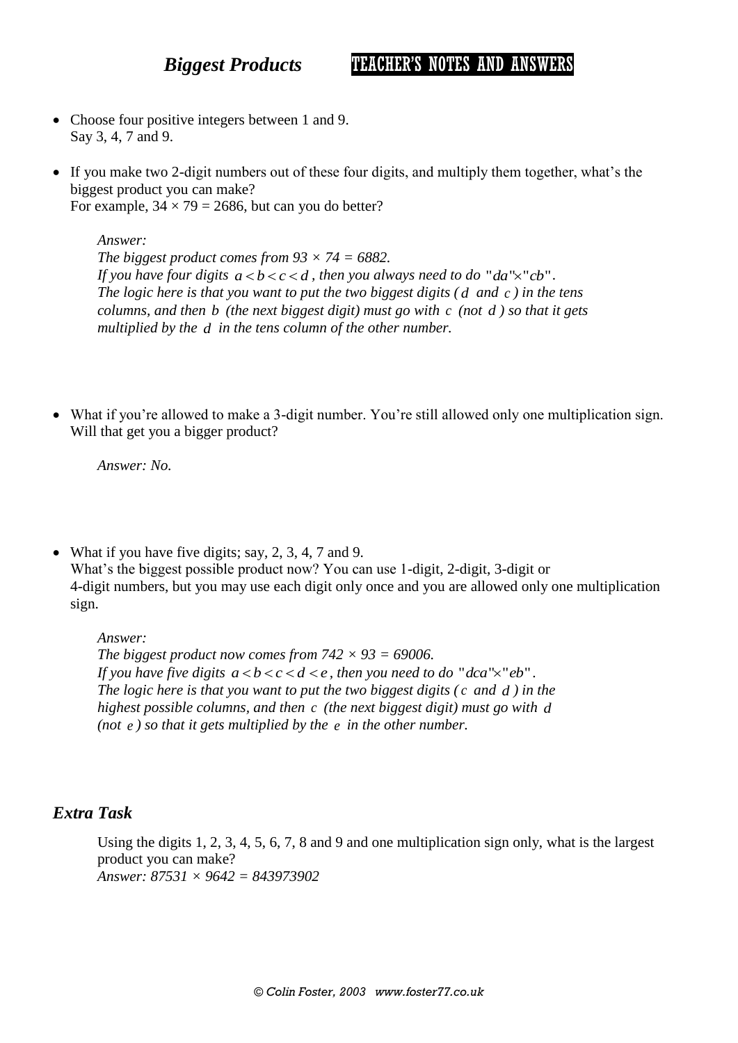# *Biggest Products* TEACHER'S NOTES AND ANSWERS

- Choose four positive integers between 1 and 9.
  Say 3, 4, 7 and 9.

- If you make two 2-digit numbers out of these four digits, and multiply them together, what's the biggest product you can make?
  For example, $34 \times 79 = 2686$, but can you do better?

  *Answer:*
  *The biggest product comes from $93 \times 74 = 6882$.*
  *If you have four digits $a < b < c < d$, then you always need to do "$da$"$\times$"$cb$".*
  *The logic here is that you want to put the two biggest digits ($d$ and $c$) in the tens columns, and then $b$ (the next biggest digit) must go with $c$ (not $d$) so that it gets multiplied by the $d$ in the tens column of the other number.*

- What if you're allowed to make a 3-digit number. You're still allowed only one multiplication sign. Will that get you a bigger product?

  *Answer: No.*

- What if you have five digits; say, 2, 3, 4, 7 and 9.
  What's the biggest possible product now? You can use 1-digit, 2-digit, 3-digit or 4-digit numbers, but you may use each digit only once and you are allowed only one multiplication sign.

  *Answer:*
  *The biggest product now comes from $742 \times 93 = 69006$.*
  *If you have five digits $a < b < c < d < e$, then you need to do "$dca$"$\times$"$eb$".*
  *The logic here is that you want to put the two biggest digits ($c$ and $d$) in the highest possible columns, and then $c$ (the next biggest digit) must go with $d$ (not $e$) so that it gets multiplied by the $e$ in the other number.*

## *Extra Task*

Using the digits 1, 2, 3, 4, 5, 6, 7, 8 and 9 and one multiplication sign only, what is the largest product you can make?
*Answer: $87531 \times 9642 = 843973902$*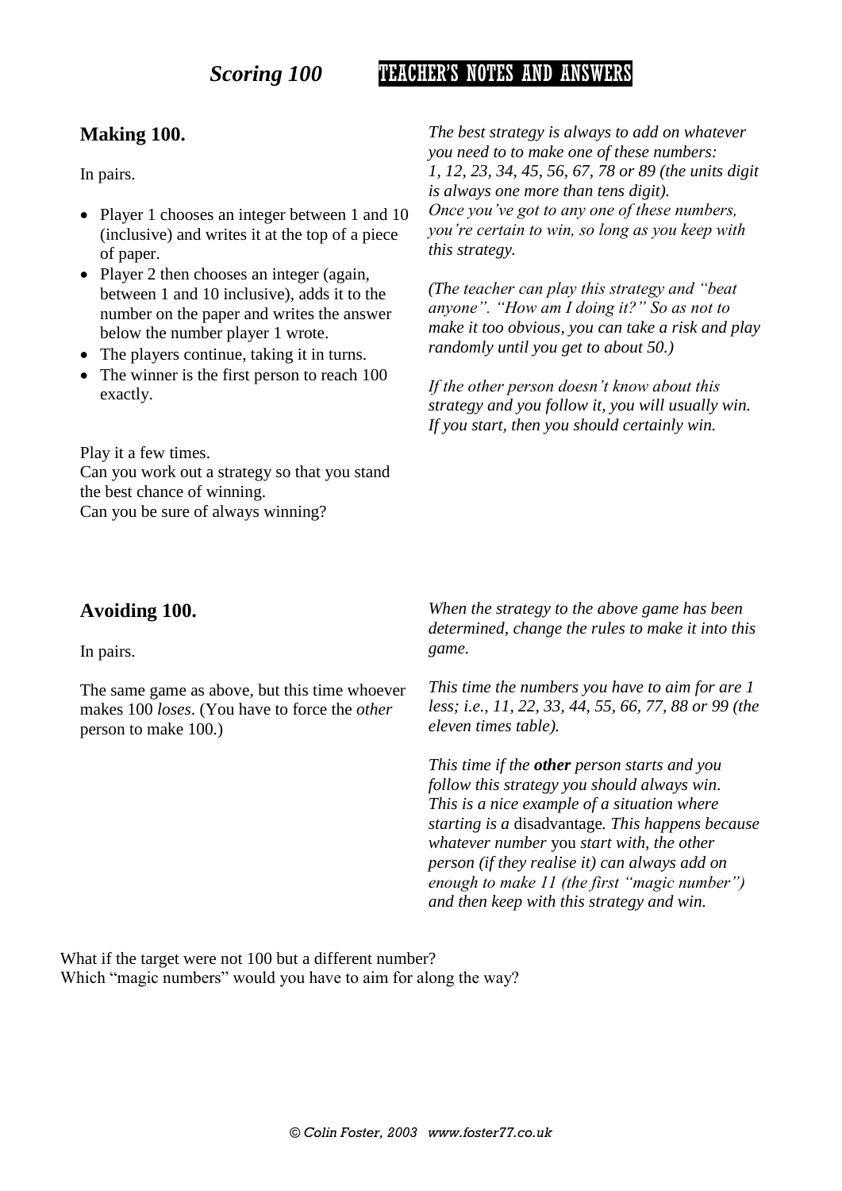# *Scoring 100* TEACHER'S NOTES AND ANSWERS

## Making 100.

In pairs.

- Player 1 chooses an integer between 1 and 10 (inclusive) and writes it at the top of a piece of paper.
- Player 2 then chooses an integer (again, between 1 and 10 inclusive), adds it to the number on the paper and writes the answer below the number player 1 wrote.
- The players continue, taking it in turns.
- The winner is the first person to reach 100 exactly.

Play it a few times.
Can you work out a strategy so that you stand the best chance of winning.
Can you be sure of always winning?

*The best strategy is always to add on whatever you need to to make one of these numbers: 1, 12, 23, 34, 45, 56, 67, 78 or 89 (the units digit is always one more than tens digit). Once you've got to any one of these numbers, you're certain to win, so long as you keep with this strategy.*

*(The teacher can play this strategy and "beat anyone". "How am I doing it?" So as not to make it too obvious, you can take a risk and play randomly until you get to about 50.)*

*If the other person doesn't know about this strategy and you follow it, you will usually win. If you start, then you should certainly win.*

## Avoiding 100.

In pairs.

The same game as above, but this time whoever makes 100 *loses*. (You have to force the *other* person to make 100.)

*When the strategy to the above game has been determined, change the rules to make it into this game.*

*This time the numbers you have to aim for are 1 less; i.e., 11, 22, 33, 44, 55, 66, 77, 88 or 99 (the eleven times table).*

*This time if the* ***other*** *person starts and you follow this strategy you should always win. This is a nice example of a situation where starting is a* disadvantage*. This happens because whatever number* you *start with, the other person (if they realise it) can always add on enough to make 11 (the first "magic number") and then keep with this strategy and win.*

What if the target were not 100 but a different number?
Which "magic numbers" would you have to aim for along the way?

*© Colin Foster, 2003 www.foster77.co.uk*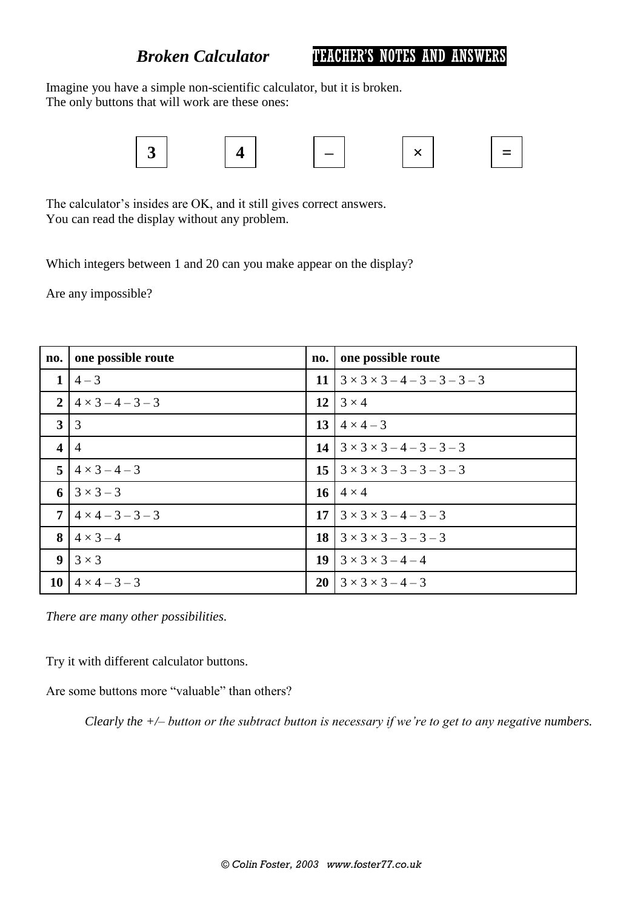# *Broken Calculator* TEACHER'S NOTES AND ANSWERS

Imagine you have a simple non-scientific calculator, but it is broken.
The only buttons that will work are these ones:

**3** **4** **–** **×** **=**

The calculator's insides are OK, and it still gives correct answers.
You can read the display without any problem.

Which integers between 1 and 20 can you make appear on the display?

Are any impossible?

| no. | one possible route | no. | one possible route |
|---|---|---|---|
| 1 | $4 - 3$ | 11 | $3 \times 3 \times 3 - 4 - 3 - 3 - 3 - 3$ |
| 2 | $4 \times 3 - 4 - 3 - 3$ | 12 | $3 \times 4$ |
| 3 | 3 | 13 | $4 \times 4 - 3$ |
| 4 | 4 | 14 | $3 \times 3 \times 3 - 4 - 3 - 3 - 3$ |
| 5 | $4 \times 3 - 4 - 3$ | 15 | $3 \times 3 \times 3 - 3 - 3 - 3 - 3$ |
| 6 | $3 \times 3 - 3$ | 16 | $4 \times 4$ |
| 7 | $4 \times 4 - 3 - 3 - 3$ | 17 | $3 \times 3 \times 3 - 4 - 3 - 3$ |
| 8 | $4 \times 3 - 4$ | 18 | $3 \times 3 \times 3 - 3 - 3 - 3$ |
| 9 | $3 \times 3$ | 19 | $3 \times 3 \times 3 - 4 - 4$ |
| 10 | $4 \times 4 - 3 - 3$ | 20 | $3 \times 3 \times 3 - 4 - 3$ |

*There are many other possibilities.*

Try it with different calculator buttons.

Are some buttons more "valuable" than others?

*Clearly the +/– button or the subtract button is necessary if we're to get to any negative numbers.*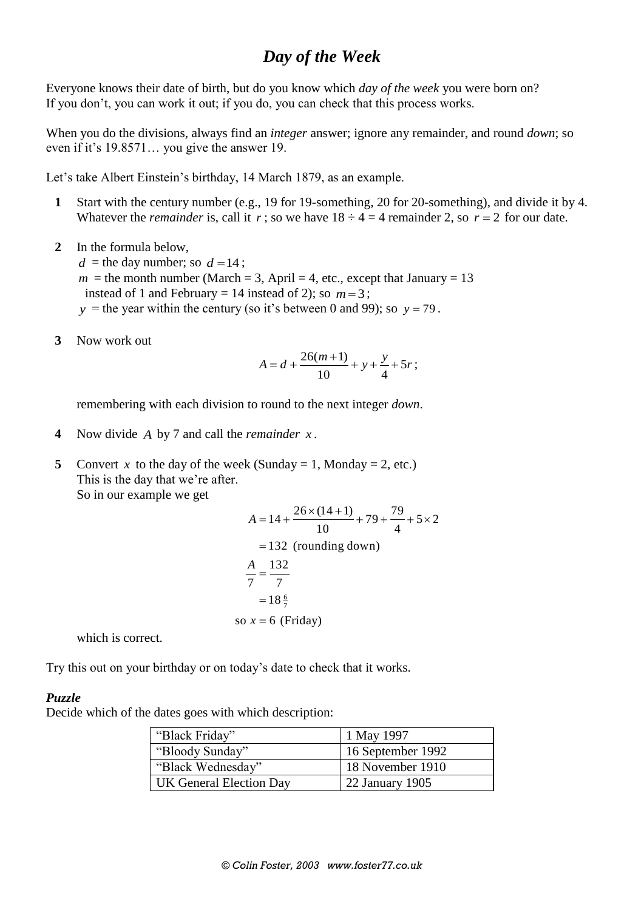# *Day of the Week*

Everyone knows their date of birth, but do you know which *day of the week* you were born on? If you don't, you can work it out; if you do, you can check that this process works.

When you do the divisions, always find an *integer* answer; ignore any remainder, and round *down*; so even if it's 19.8571… you give the answer 19.

Let's take Albert Einstein's birthday, 14 March 1879, as an example.

**1** Start with the century number (e.g., 19 for 19-something, 20 for 20-something), and divide it by 4. Whatever the *remainder* is, call it $r$ ; so we have 18 ÷ 4 = 4 remainder 2, so $r = 2$ for our date.

**2** In the formula below,
$d$ = the day number; so $d = 14$ ;
$m$ = the month number (March = 3, April = 4, etc., except that January = 13 instead of 1 and February = 14 instead of 2); so $m = 3$ ;
$y$ = the year within the century (so it's between 0 and 99); so $y = 79$ .

**3** Now work out

$$A = d + \frac{26(m+1)}{10} + y + \frac{y}{4} + 5r ;$$

remembering with each division to round to the next integer *down*.

**4** Now divide $A$ by 7 and call the *remainder* $x$ .

**5** Convert $x$ to the day of the week (Sunday = 1, Monday = 2, etc.)
This is the day that we're after.
So in our example we get

$$\begin{aligned} A &= 14 + \frac{26 \times (14+1)}{10} + 79 + \frac{79}{4} + 5 \times 2 \\ &= 132 \text{ (rounding down)} \\ \frac{A}{7} &= \frac{132}{7} \\ &= 18\tfrac{6}{7} \\ \text{so } x &= 6 \text{ (Friday)} \end{aligned}$$

which is correct.

Try this out on your birthday or on today's date to check that it works.

***Puzzle***

Decide which of the dates goes with which description:

| | |
|---|---|
| "Black Friday" | 1 May 1997 |
| "Bloody Sunday" | 16 September 1992 |
| "Black Wednesday" | 18 November 1910 |
| UK General Election Day | 22 January 1905 |

© Colin Foster, 2003 www.foster77.co.uk